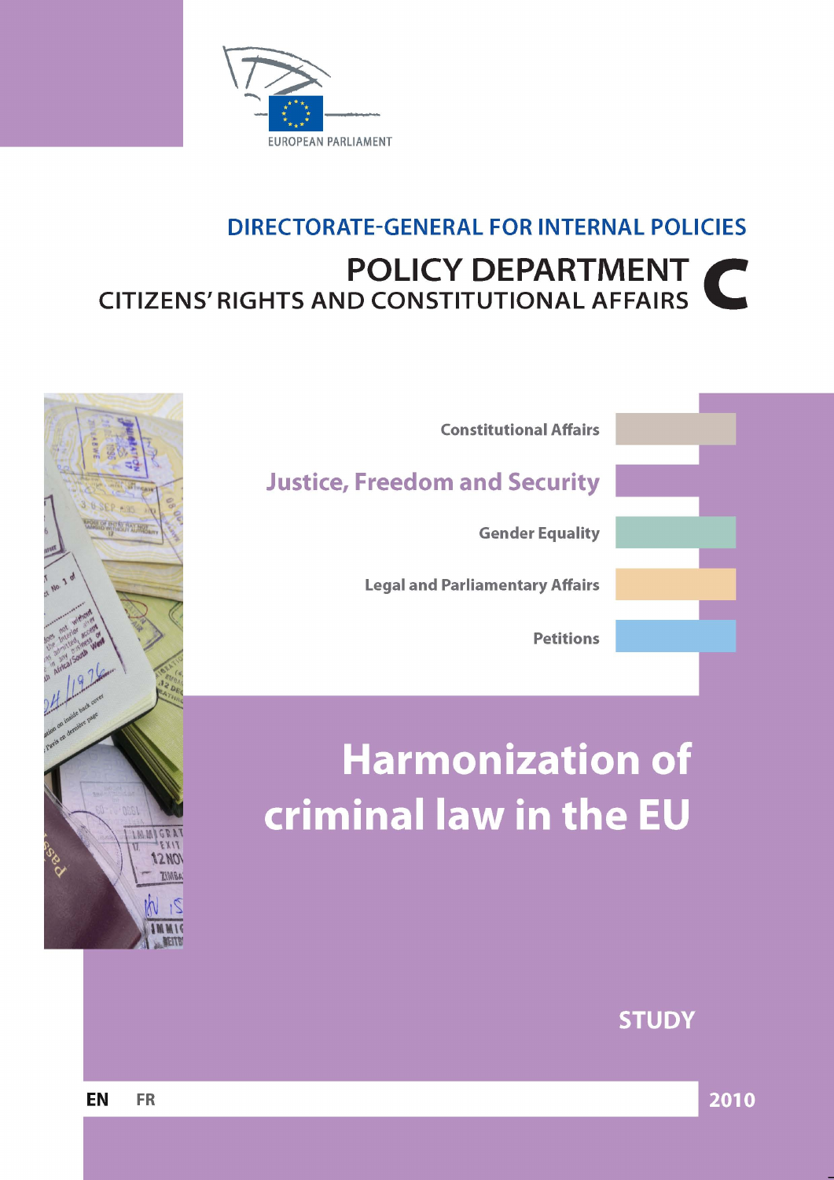EUROPEAN PARLIAMENT

# DIRECTORATE-GENERAL FOR INTERNAL POLICIES

## POLICY DEPARTMENT C
## CITIZENS' RIGHTS AND CONSTITUTIONAL AFFAIRS

Constitutional Affairs

**Justice, Freedom and Security**

Gender Equality

Legal and Parliamentary Affairs

Petitions

# Harmonization of criminal law in the EU

**STUDY**

EN FR

2010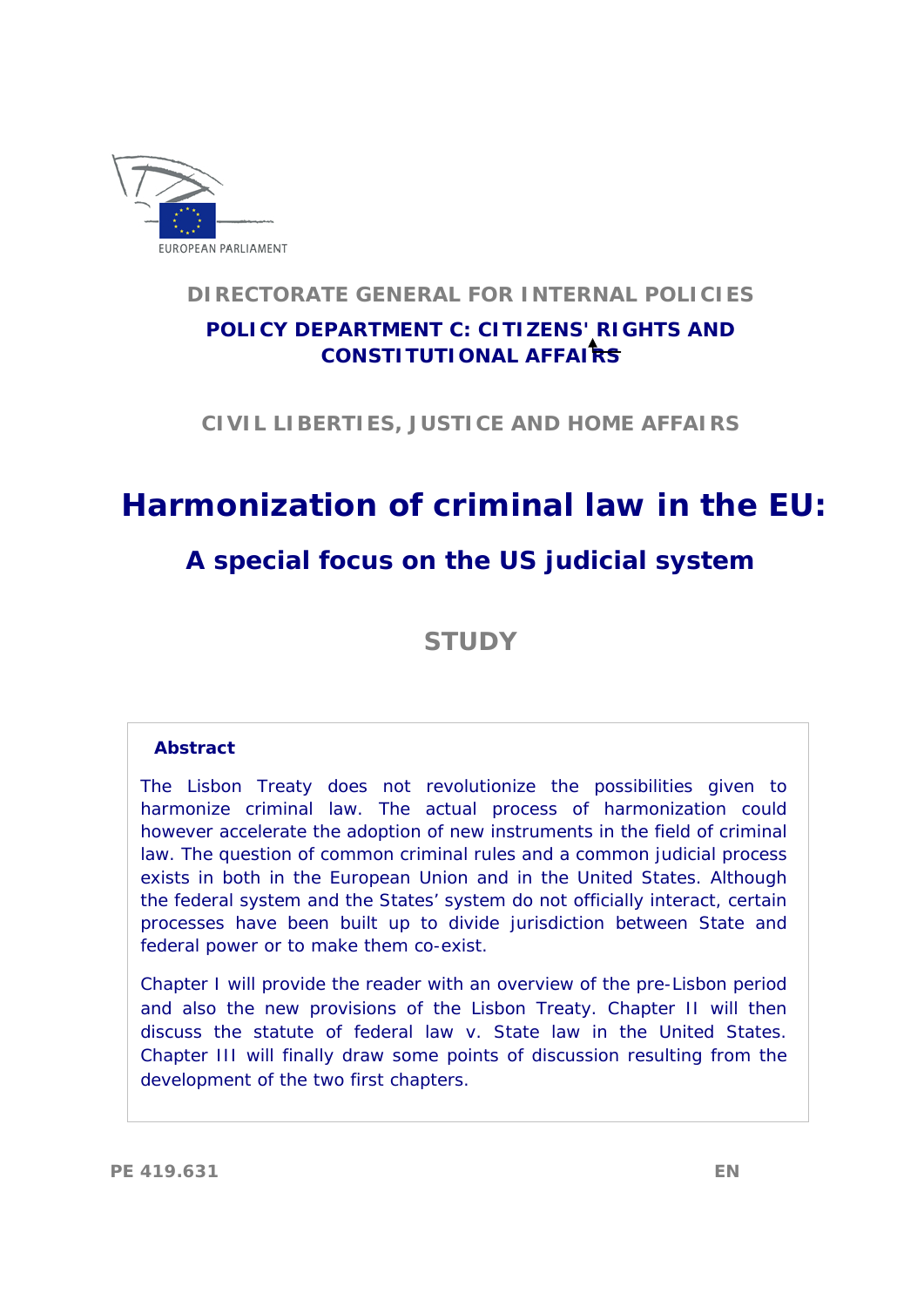EUROPEAN PARLIAMENT

**DIRECTORATE GENERAL FOR INTERNAL POLICIES**

**POLICY DEPARTMENT C: CITIZENS' RIGHTS AND CONSTITUTIONAL AFFAIRS**

**CIVIL LIBERTIES, JUSTICE AND HOME AFFAIRS**

# Harmonization of criminal law in the EU:

## A special focus on the US judicial system

**STUDY**

**Abstract**

The Lisbon Treaty does not revolutionize the possibilities given to harmonize criminal law. The actual process of harmonization could however accelerate the adoption of new instruments in the field of criminal law. The question of common criminal rules and a common judicial process exists in both in the European Union and in the United States. Although the federal system and the States' system do not officially interact, certain processes have been built up to divide jurisdiction between State and federal power or to make them co-exist.

Chapter I will provide the reader with an overview of the pre-Lisbon period and also the new provisions of the Lisbon Treaty. Chapter II will then discuss the statute of federal law v. State law in the United States. Chapter III will finally draw some points of discussion resulting from the development of the two first chapters.

PE 419.631 EN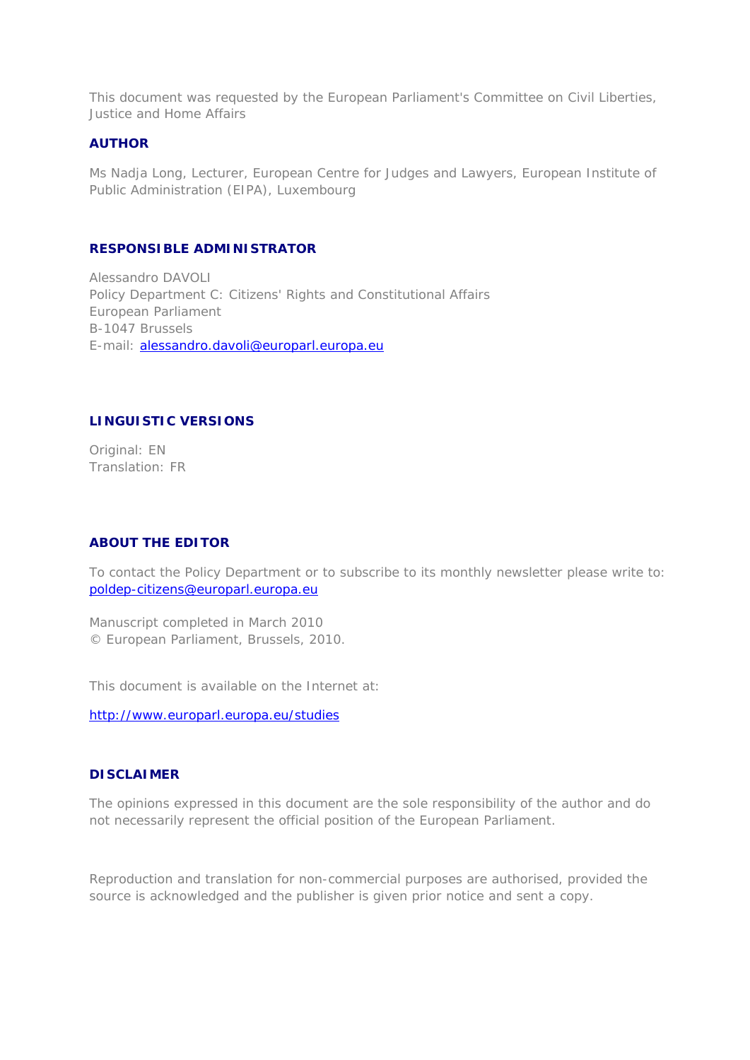This document was requested by the European Parliament's Committee on Civil Liberties, Justice and Home Affairs

## AUTHOR

Ms Nadja Long, Lecturer, European Centre for Judges and Lawyers, European Institute of Public Administration (EIPA), Luxembourg

## RESPONSIBLE ADMINISTRATOR

Alessandro DAVOLI
Policy Department C: Citizens' Rights and Constitutional Affairs
European Parliament
B-1047 Brussels
E-mail: alessandro.davoli@europarl.europa.eu

## LINGUISTIC VERSIONS

Original: EN
Translation: FR

## ABOUT THE EDITOR

To contact the Policy Department or to subscribe to its monthly newsletter please write to: poldep-citizens@europarl.europa.eu

Manuscript completed in March 2010
© European Parliament, Brussels, 2010.

This document is available on the Internet at:

http://www.europarl.europa.eu/studies

## DISCLAIMER

The opinions expressed in this document are the sole responsibility of the author and do not necessarily represent the official position of the European Parliament.

Reproduction and translation for non-commercial purposes are authorised, provided the source is acknowledged and the publisher is given prior notice and sent a copy.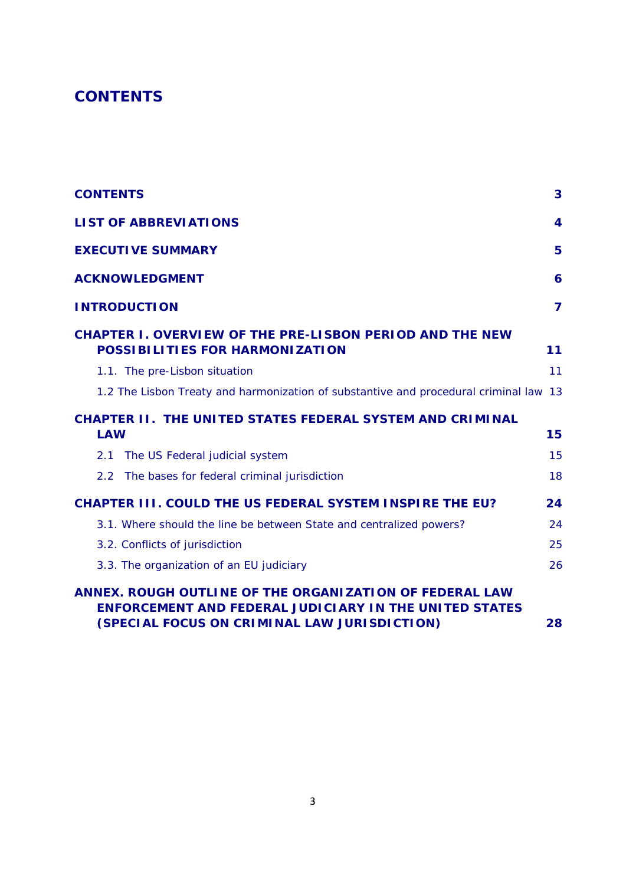# CONTENTS

| | |
|---|---|
| **CONTENTS** | **3** |
| **LIST OF ABBREVIATIONS** | **4** |
| **EXECUTIVE SUMMARY** | **5** |
| **ACKNOWLEDGMENT** | **6** |
| **INTRODUCTION** | **7** |
| **CHAPTER I. OVERVIEW OF THE PRE-LISBON PERIOD AND THE NEW POSSIBILITIES FOR HARMONIZATION** | **11** |
| 1.1. The pre-Lisbon situation | 11 |
| 1.2 The Lisbon Treaty and harmonization of substantive and procedural criminal law | 13 |
| **CHAPTER II. THE UNITED STATES FEDERAL SYSTEM AND CRIMINAL LAW** | **15** |
| 2.1 The US Federal judicial system | 15 |
| 2.2 The bases for federal criminal jurisdiction | 18 |
| **CHAPTER III. COULD THE US FEDERAL SYSTEM INSPIRE THE EU?** | **24** |
| 3.1. Where should the line be between State and centralized powers? | 24 |
| 3.2. Conflicts of jurisdiction | 25 |
| 3.3. The organization of an EU judiciary | 26 |
| **ANNEX. ROUGH OUTLINE OF THE ORGANIZATION OF FEDERAL LAW ENFORCEMENT AND FEDERAL JUDICIARY IN THE UNITED STATES (SPECIAL FOCUS ON CRIMINAL LAW JURISDICTION)** | **28** |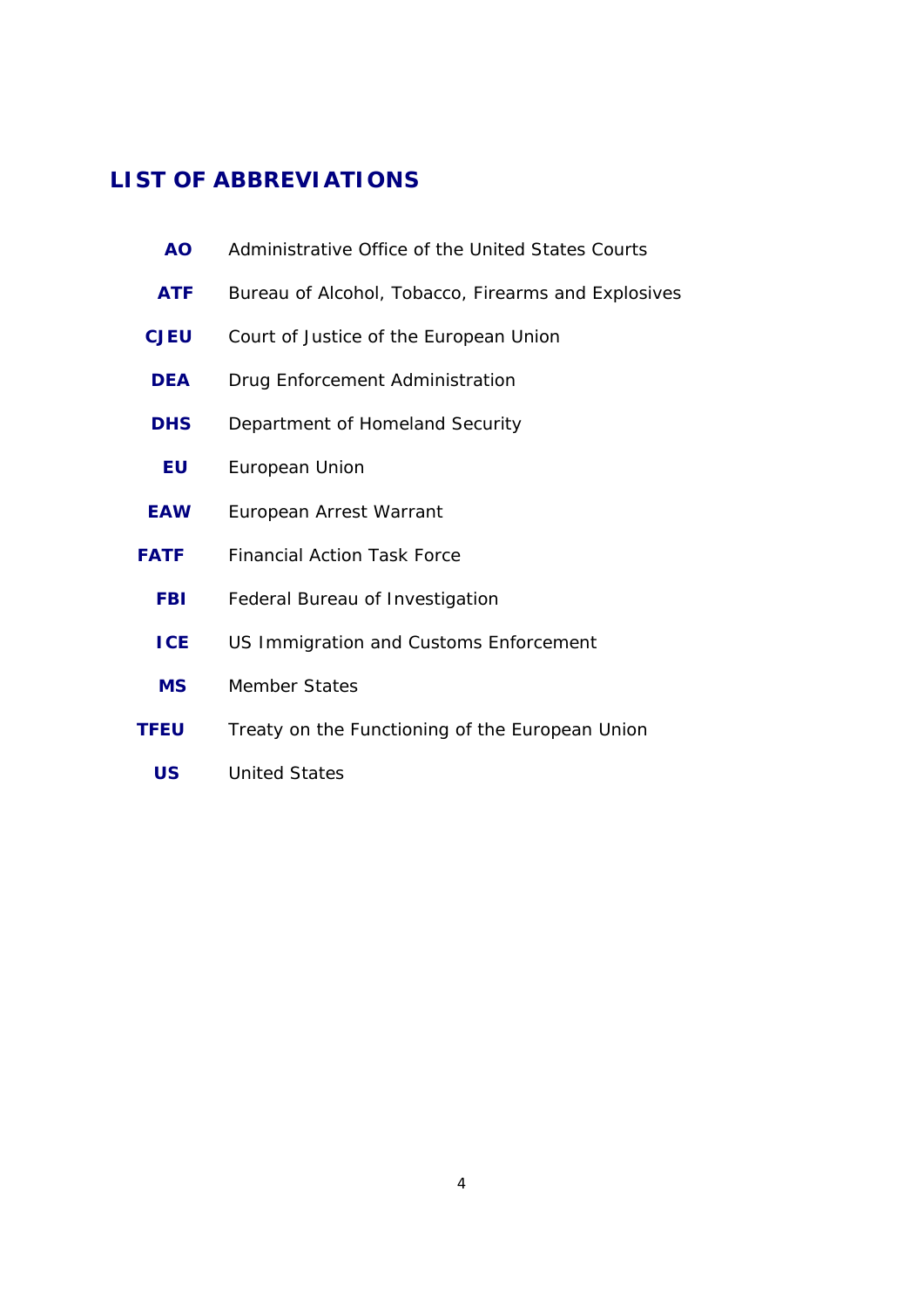## LIST OF ABBREVIATIONS

| | |
|---|---|
| **AO** | Administrative Office of the United States Courts |
| **ATF** | Bureau of Alcohol, Tobacco, Firearms and Explosives |
| **CJEU** | Court of Justice of the European Union |
| **DEA** | Drug Enforcement Administration |
| **DHS** | Department of Homeland Security |
| **EU** | European Union |
| **EAW** | European Arrest Warrant |
| **FATF** | Financial Action Task Force |
| **FBI** | Federal Bureau of Investigation |
| **ICE** | US Immigration and Customs Enforcement |
| **MS** | Member States |
| **TFEU** | Treaty on the Functioning of the European Union |
| **US** | United States |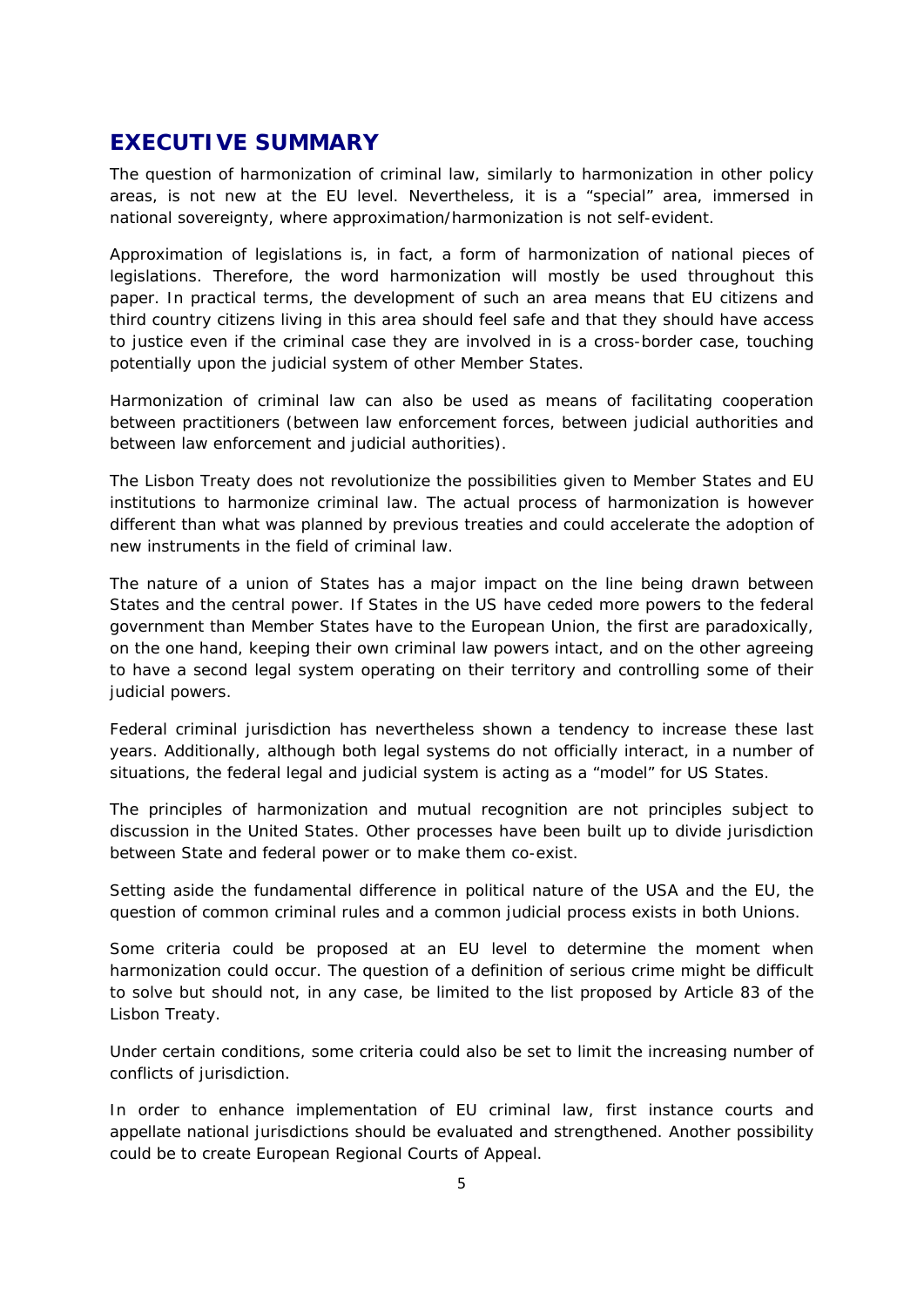## EXECUTIVE SUMMARY

The question of harmonization of criminal law, similarly to harmonization in other policy areas, is not new at the EU level. Nevertheless, it is a "special" area, immersed in national sovereignty, where approximation/harmonization is not self-evident.

Approximation of legislations is, in fact, a form of harmonization of national pieces of legislations. Therefore, the word harmonization will mostly be used throughout this paper. In practical terms, the development of such an area means that EU citizens and third country citizens living in this area should feel safe and that they should have access to justice even if the criminal case they are involved in is a cross-border case, touching potentially upon the judicial system of other Member States.

Harmonization of criminal law can also be used as means of facilitating cooperation between practitioners (between law enforcement forces, between judicial authorities and between law enforcement and judicial authorities).

The Lisbon Treaty does not revolutionize the possibilities given to Member States and EU institutions to harmonize criminal law. The actual process of harmonization is however different than what was planned by previous treaties and could accelerate the adoption of new instruments in the field of criminal law.

The nature of a union of States has a major impact on the line being drawn between States and the central power. If States in the US have ceded more powers to the federal government than Member States have to the European Union, the first are paradoxically, on the one hand, keeping their own criminal law powers intact, and on the other agreeing to have a second legal system operating on their territory and controlling some of their judicial powers.

Federal criminal jurisdiction has nevertheless shown a tendency to increase these last years. Additionally, although both legal systems do not officially interact, in a number of situations, the federal legal and judicial system is acting as a "model" for US States.

The principles of harmonization and mutual recognition are not principles subject to discussion in the United States. Other processes have been built up to divide jurisdiction between State and federal power or to make them co-exist.

Setting aside the fundamental difference in political nature of the USA and the EU, the question of common criminal rules and a common judicial process exists in both Unions.

Some criteria could be proposed at an EU level to determine the moment when harmonization could occur. The question of a definition of serious crime might be difficult to solve but should not, in any case, be limited to the list proposed by Article 83 of the Lisbon Treaty.

Under certain conditions, some criteria could also be set to limit the increasing number of conflicts of jurisdiction.

In order to enhance implementation of EU criminal law, first instance courts and appellate national jurisdictions should be evaluated and strengthened. Another possibility could be to create European Regional Courts of Appeal.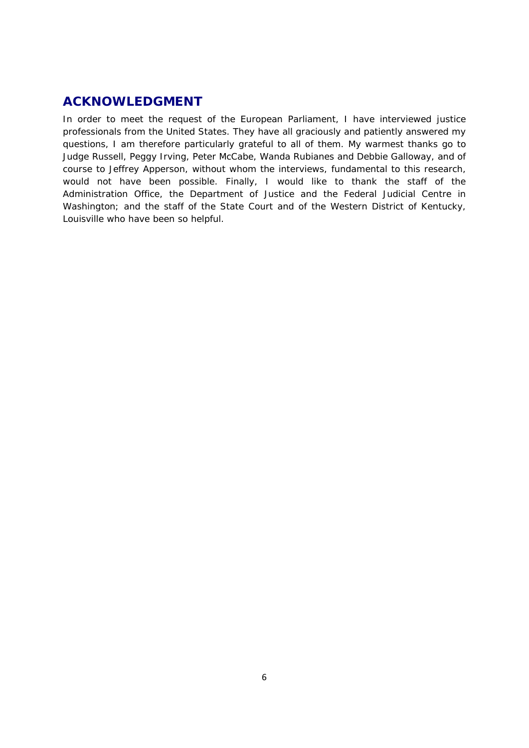## ACKNOWLEDGMENT

In order to meet the request of the European Parliament, I have interviewed justice professionals from the United States. They have all graciously and patiently answered my questions, I am therefore particularly grateful to all of them. My warmest thanks go to Judge Russell, Peggy Irving, Peter McCabe, Wanda Rubianes and Debbie Galloway, and of course to Jeffrey Apperson, without whom the interviews, fundamental to this research, would not have been possible. Finally, I would like to thank the staff of the Administration Office, the Department of Justice and the Federal Judicial Centre in Washington; and the staff of the State Court and of the Western District of Kentucky, Louisville who have been so helpful.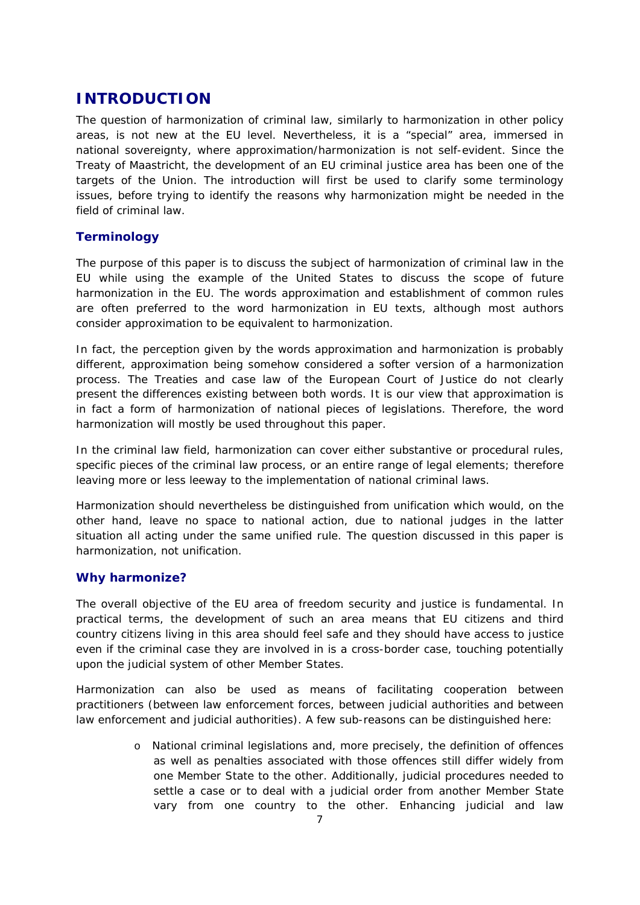# INTRODUCTION

The question of harmonization of criminal law, similarly to harmonization in other policy areas, is not new at the EU level. Nevertheless, it is a "special" area, immersed in national sovereignty, where approximation/harmonization is not self-evident. Since the Treaty of Maastricht, the development of an EU criminal justice area has been one of the targets of the Union. The introduction will first be used to clarify some terminology issues, before trying to identify the reasons why harmonization might be needed in the field of criminal law.

## Terminology

The purpose of this paper is to discuss the subject of harmonization of criminal law in the EU while using the example of the United States to discuss the scope of future harmonization in the EU. The words approximation and establishment of common rules are often preferred to the word harmonization in EU texts, although most authors consider approximation to be equivalent to harmonization.

In fact, the perception given by the words approximation and harmonization is probably different, approximation being somehow considered a softer version of a harmonization process. The Treaties and case law of the European Court of Justice do not clearly present the differences existing between both words. It is our view that approximation is in fact a form of harmonization of national pieces of legislations. Therefore, the word harmonization will mostly be used throughout this paper.

In the criminal law field, harmonization can cover either substantive or procedural rules, specific pieces of the criminal law process, or an entire range of legal elements; therefore leaving more or less leeway to the implementation of national criminal laws.

Harmonization should nevertheless be distinguished from unification which would, on the other hand, leave no space to national action, due to national judges in the latter situation all acting under the same unified rule. The question discussed in this paper is harmonization, not unification.

## Why harmonize?

The overall objective of the EU area of freedom security and justice is fundamental. In practical terms, the development of such an area means that EU citizens and third country citizens living in this area should feel safe and they should have access to justice even if the criminal case they are involved in is a cross-border case, touching potentially upon the judicial system of other Member States.

Harmonization can also be used as means of facilitating cooperation between practitioners (between law enforcement forces, between judicial authorities and between law enforcement and judicial authorities). A few sub-reasons can be distinguished here:

- National criminal legislations and, more precisely, the definition of offences as well as penalties associated with those offences still differ widely from one Member State to the other. Additionally, judicial procedures needed to settle a case or to deal with a judicial order from another Member State vary from one country to the other. Enhancing judicial and law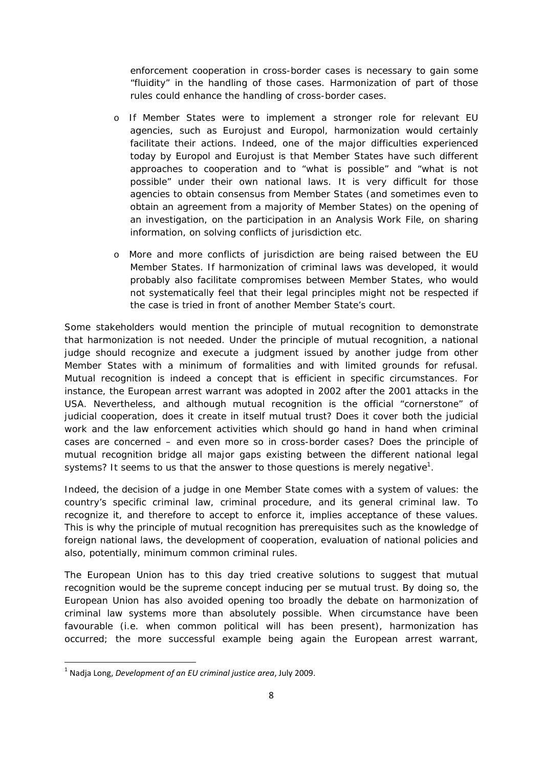enforcement cooperation in cross-border cases is necessary to gain some "fluidity" in the handling of those cases. Harmonization of part of those rules could enhance the handling of cross-border cases.

- If Member States were to implement a stronger role for relevant EU agencies, such as Eurojust and Europol, harmonization would certainly facilitate their actions. Indeed, one of the major difficulties experienced today by Europol and Eurojust is that Member States have such different approaches to cooperation and to "what is possible" and "what is not possible" under their own national laws. It is very difficult for those agencies to obtain consensus from Member States (and sometimes even to obtain an agreement from a majority of Member States) on the opening of an investigation, on the participation in an Analysis Work File, on sharing information, on solving conflicts of jurisdiction etc.

- More and more conflicts of jurisdiction are being raised between the EU Member States. If harmonization of criminal laws was developed, it would probably also facilitate compromises between Member States, who would not systematically feel that their legal principles might not be respected if the case is tried in front of another Member State's court.

Some stakeholders would mention the principle of mutual recognition to demonstrate that harmonization is not needed. Under the principle of mutual recognition, a national judge should recognize and execute a judgment issued by another judge from other Member States with a minimum of formalities and with limited grounds for refusal. Mutual recognition is indeed a concept that is efficient in specific circumstances. For instance, the European arrest warrant was adopted in 2002 after the 2001 attacks in the USA. Nevertheless, and although mutual recognition is the official "cornerstone" of judicial cooperation, does it create in itself mutual trust? Does it cover both the judicial work and the law enforcement activities which should go hand in hand when criminal cases are concerned – and even more so in cross-border cases? Does the principle of mutual recognition bridge all major gaps existing between the different national legal systems? It seems to us that the answer to those questions is merely negative[1].

Indeed, the decision of a judge in one Member State comes with a system of values: the country's specific criminal law, criminal procedure, and its general criminal law. To recognize it, and therefore to accept to enforce it, implies acceptance of these values. This is why the principle of mutual recognition has prerequisites such as the knowledge of foreign national laws, the development of cooperation, evaluation of national policies and also, potentially, minimum common criminal rules.

The European Union has to this day tried creative solutions to suggest that mutual recognition would be the supreme concept inducing per se mutual trust. By doing so, the European Union has also avoided opening too broadly the debate on harmonization of criminal law systems more than absolutely possible. When circumstance have been favourable (i.e. when common political will has been present), harmonization has occurred; the more successful example being again the European arrest warrant,

[1] Nadja Long, *Development of an EU criminal justice area*, July 2009.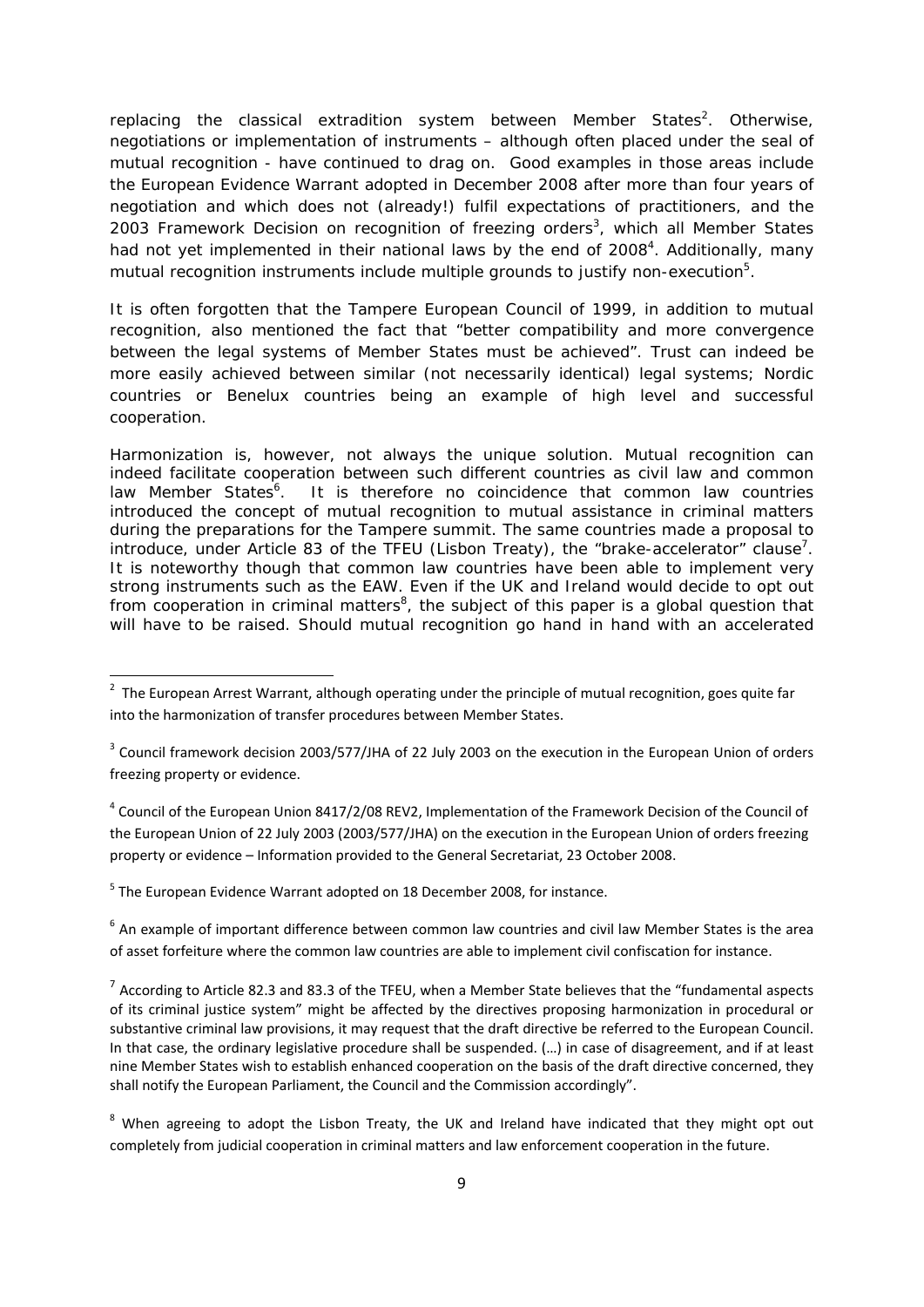replacing the classical extradition system between Member States[2]. Otherwise, negotiations or implementation of instruments – although often placed under the seal of mutual recognition - have continued to drag on. Good examples in those areas include the European Evidence Warrant adopted in December 2008 after more than four years of negotiation and which does not (already!) fulfil expectations of practitioners, and the 2003 Framework Decision on recognition of freezing orders[3], which all Member States had not yet implemented in their national laws by the end of 2008[4]. Additionally, many mutual recognition instruments include multiple grounds to justify non-execution[5].

It is often forgotten that the Tampere European Council of 1999, in addition to mutual recognition, also mentioned the fact that "better compatibility and more convergence between the legal systems of Member States must be achieved". Trust can indeed be more easily achieved between similar (not necessarily identical) legal systems; Nordic countries or Benelux countries being an example of high level and successful cooperation.

Harmonization is, however, not always the unique solution. Mutual recognition can indeed facilitate cooperation between such different countries as civil law and common law Member States[6]. It is therefore no coincidence that common law countries introduced the concept of mutual recognition to mutual assistance in criminal matters during the preparations for the Tampere summit. The same countries made a proposal to introduce, under Article 83 of the TFEU (Lisbon Treaty), the "brake-accelerator" clause[7]. It is noteworthy though that common law countries have been able to implement very strong instruments such as the EAW. Even if the UK and Ireland would decide to opt out from cooperation in criminal matters[8], the subject of this paper is a global question that will have to be raised. Should mutual recognition go hand in hand with an accelerated

---

[2] The European Arrest Warrant, although operating under the principle of mutual recognition, goes quite far into the harmonization of transfer procedures between Member States.

[3] Council framework decision 2003/577/JHA of 22 July 2003 on the execution in the European Union of orders freezing property or evidence.

[4] Council of the European Union 8417/2/08 REV2, Implementation of the Framework Decision of the Council of the European Union of 22 July 2003 (2003/577/JHA) on the execution in the European Union of orders freezing property or evidence – Information provided to the General Secretariat, 23 October 2008.

[5] The European Evidence Warrant adopted on 18 December 2008, for instance.

[6] An example of important difference between common law countries and civil law Member States is the area of asset forfeiture where the common law countries are able to implement civil confiscation for instance.

[7] According to Article 82.3 and 83.3 of the TFEU, when a Member State believes that the "fundamental aspects of its criminal justice system" might be affected by the directives proposing harmonization in procedural or substantive criminal law provisions, it may request that the draft directive be referred to the European Council. In that case, the ordinary legislative procedure shall be suspended. (…) in case of disagreement, and if at least nine Member States wish to establish enhanced cooperation on the basis of the draft directive concerned, they shall notify the European Parliament, the Council and the Commission accordingly".

[8] When agreeing to adopt the Lisbon Treaty, the UK and Ireland have indicated that they might opt out completely from judicial cooperation in criminal matters and law enforcement cooperation in the future.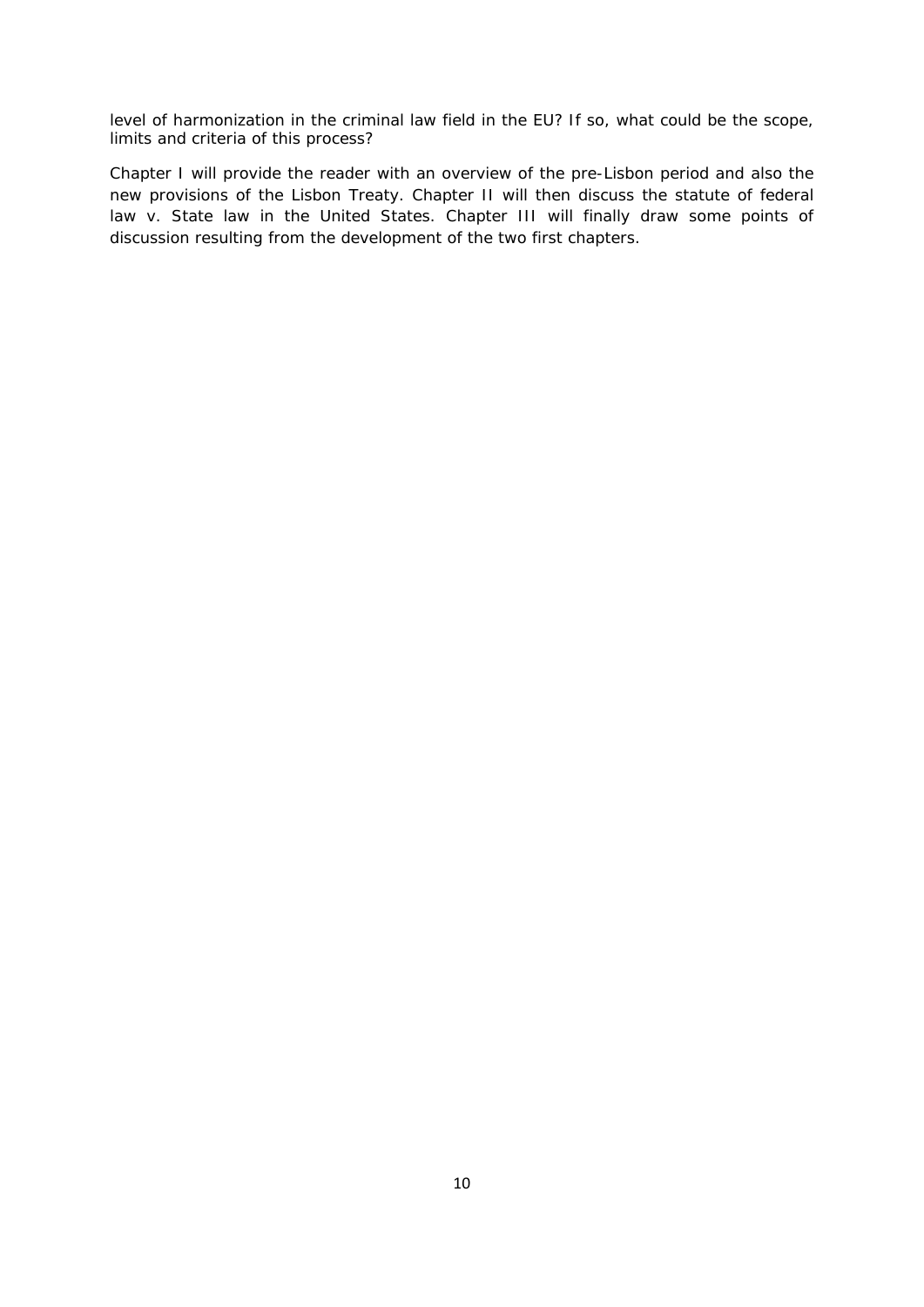level of harmonization in the criminal law field in the EU? If so, what could be the scope, limits and criteria of this process?

Chapter I will provide the reader with an overview of the pre-Lisbon period and also the new provisions of the Lisbon Treaty. Chapter II will then discuss the statute of federal law v. State law in the United States. Chapter III will finally draw some points of discussion resulting from the development of the two first chapters.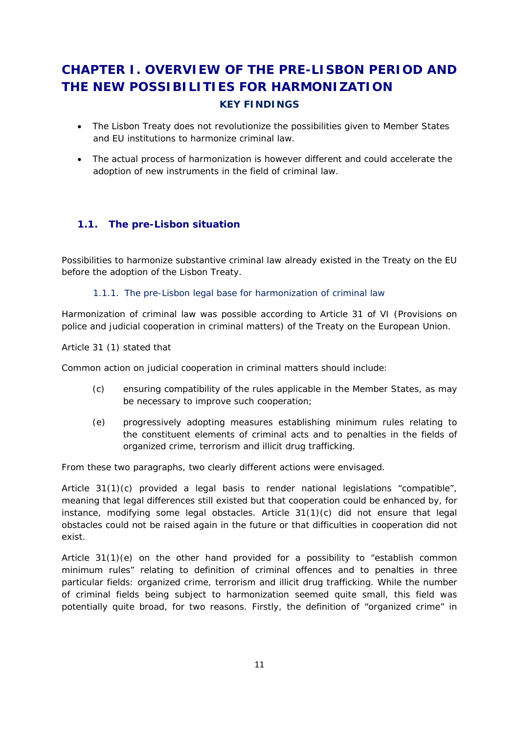# CHAPTER I. OVERVIEW OF THE PRE-LISBON PERIOD AND THE NEW POSSIBILITIES FOR HARMONIZATION

### KEY FINDINGS

- The Lisbon Treaty does not revolutionize the possibilities given to Member States and EU institutions to harmonize criminal law.
- The actual process of harmonization is however different and could accelerate the adoption of new instruments in the field of criminal law.

## 1.1. The pre-Lisbon situation

Possibilities to harmonize substantive criminal law already existed in the Treaty on the EU before the adoption of the Lisbon Treaty.

### 1.1.1. The pre-Lisbon legal base for harmonization of criminal law

Harmonization of criminal law was possible according to Article 31 of VI (Provisions on police and judicial cooperation in criminal matters) of the Treaty on the European Union.

Article 31 (1) stated that

Common action on judicial cooperation in criminal matters should include:

(c) ensuring compatibility of the rules applicable in the Member States, as may be necessary to improve such cooperation;

(e) progressively adopting measures establishing minimum rules relating to the constituent elements of criminal acts and to penalties in the fields of organized crime, terrorism and illicit drug trafficking.

From these two paragraphs, two clearly different actions were envisaged.

Article 31(1)(c) provided a legal basis to render national legislations "compatible", meaning that legal differences still existed but that cooperation could be enhanced by, for instance, modifying some legal obstacles. Article 31(1)(c) did not ensure that legal obstacles could not be raised again in the future or that difficulties in cooperation did not exist.

Article 31(1)(e) on the other hand provided for a possibility to "establish common minimum rules" relating to definition of criminal offences and to penalties in three particular fields: organized crime, terrorism and illicit drug trafficking. While the number of criminal fields being subject to harmonization seemed quite small, this field was potentially quite broad, for two reasons. Firstly, the definition of "organized crime" in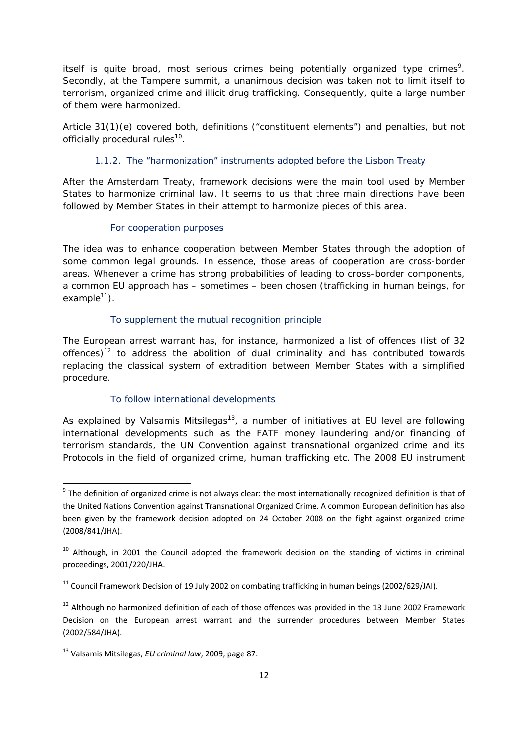itself is quite broad, most serious crimes being potentially organized type crimes[9]. Secondly, at the Tampere summit, a unanimous decision was taken not to limit itself to terrorism, organized crime and illicit drug trafficking. Consequently, quite a large number of them were harmonized.

Article 31(1)(e) covered both, definitions ("constituent elements") and penalties, but not officially procedural rules[10].

#### 1.1.2. The "harmonization" instruments adopted before the Lisbon Treaty

After the Amsterdam Treaty, framework decisions were the main tool used by Member States to harmonize criminal law. It seems to us that three main directions have been followed by Member States in their attempt to harmonize pieces of this area.

##### For cooperation purposes

The idea was to enhance cooperation between Member States through the adoption of some common legal grounds. In essence, those areas of cooperation are cross-border areas. Whenever a crime has strong probabilities of leading to cross-border components, a common EU approach has – sometimes – been chosen (trafficking in human beings, for example[11]).

##### To supplement the mutual recognition principle

The European arrest warrant has, for instance, harmonized a list of offences (list of 32 offences)[12] to address the abolition of dual criminality and has contributed towards replacing the classical system of extradition between Member States with a simplified procedure.

##### To follow international developments

As explained by Valsamis Mitsilegas[13], a number of initiatives at EU level are following international developments such as the FATF money laundering and/or financing of terrorism standards, the UN Convention against transnational organized crime and its Protocols in the field of organized crime, human trafficking etc. The 2008 EU instrument

---

[9] The definition of organized crime is not always clear: the most internationally recognized definition is that of the United Nations Convention against Transnational Organized Crime. A common European definition has also been given by the framework decision adopted on 24 October 2008 on the fight against organized crime (2008/841/JHA).

[10] Although, in 2001 the Council adopted the framework decision on the standing of victims in criminal proceedings, 2001/220/JHA.

[11] Council Framework Decision of 19 July 2002 on combating trafficking in human beings (2002/629/JAI).

[12] Although no harmonized definition of each of those offences was provided in the 13 June 2002 Framework Decision on the European arrest warrant and the surrender procedures between Member States (2002/584/JHA).

[13] Valsamis Mitsilegas, *EU criminal law*, 2009, page 87.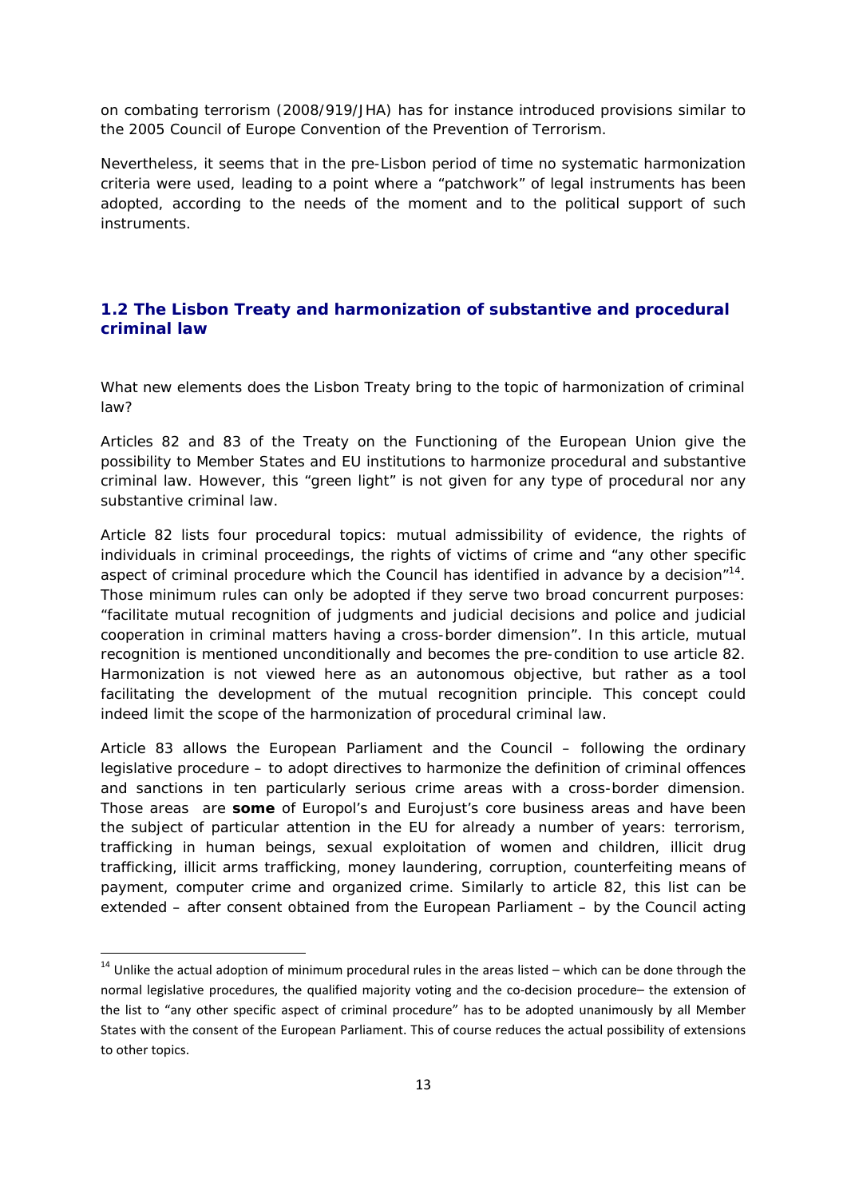on combating terrorism (2008/919/JHA) has for instance introduced provisions similar to the 2005 Council of Europe Convention of the Prevention of Terrorism.

Nevertheless, it seems that in the pre-Lisbon period of time no systematic harmonization criteria were used, leading to a point where a "patchwork" of legal instruments has been adopted, according to the needs of the moment and to the political support of such instruments.

### 1.2 The Lisbon Treaty and harmonization of substantive and procedural criminal law

*What new elements does the Lisbon Treaty bring to the topic of harmonization of criminal law?*

Articles 82 and 83 of the Treaty on the Functioning of the European Union give the possibility to Member States and EU institutions to harmonize procedural and substantive criminal law. However, this "green light" is not given for any type of procedural nor any substantive criminal law.

Article 82 lists four procedural topics: mutual admissibility of evidence, the rights of individuals in criminal proceedings, the rights of victims of crime and "any other specific aspect of criminal procedure which the Council has identified in advance by a decision"[14]. Those minimum rules can only be adopted if they serve two broad concurrent purposes: "facilitate mutual recognition of judgments and judicial decisions and police and judicial cooperation in criminal matters having a cross-border dimension". In this article, mutual recognition is mentioned unconditionally and becomes the pre-condition to use article 82. Harmonization is not viewed here as an autonomous objective, but rather as a tool facilitating the development of the mutual recognition principle. This concept could indeed limit the scope of the harmonization of procedural criminal law.

Article 83 allows the European Parliament and the Council – following the ordinary legislative procedure – to adopt directives to harmonize the definition of criminal offences and sanctions in ten particularly serious crime areas with a cross-border dimension. Those areas are **some** of Europol's and Eurojust's core business areas and have been the subject of particular attention in the EU for already a number of years: terrorism, trafficking in human beings, sexual exploitation of women and children, illicit drug trafficking, illicit arms trafficking, money laundering, corruption, counterfeiting means of payment, computer crime and organized crime. Similarly to article 82, this list can be extended – after consent obtained from the European Parliament – by the Council acting

[14] Unlike the actual adoption of minimum procedural rules in the areas listed – which can be done through the normal legislative procedures, the qualified majority voting and the co-decision procedure– the extension of the list to "any other specific aspect of criminal procedure" has to be adopted unanimously by all Member States with the consent of the European Parliament. This of course reduces the actual possibility of extensions to other topics.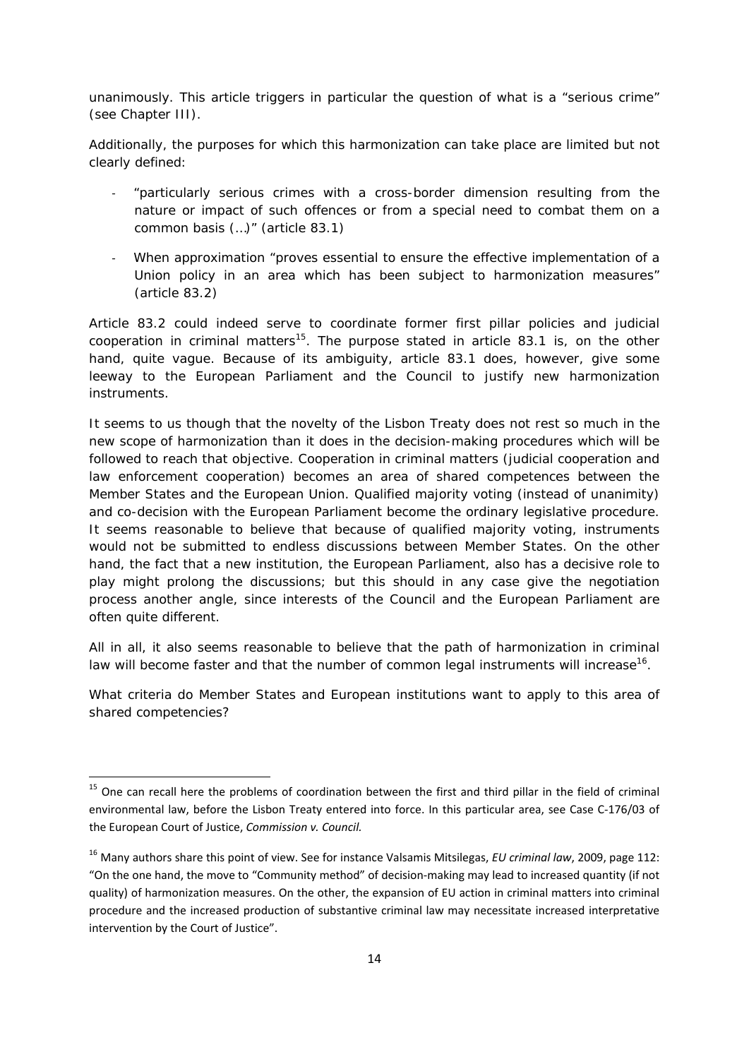unanimously. This article triggers in particular the question of what is a "serious crime" (see Chapter III).

Additionally, the purposes for which this harmonization can take place are limited but not clearly defined:

- "particularly serious crimes with a cross-border dimension resulting from the nature or impact of such offences or from a special need to combat them on a common basis (…)" (article 83.1)
- When approximation "proves essential to ensure the effective implementation of a Union policy in an area which has been subject to harmonization measures" (article 83.2)

Article 83.2 could indeed serve to coordinate former first pillar policies and judicial cooperation in criminal matters[15]. The purpose stated in article 83.1 is, on the other hand, quite vague. Because of its ambiguity, article 83.1 does, however, give some leeway to the European Parliament and the Council to justify new harmonization instruments.

It seems to us though that the novelty of the Lisbon Treaty does not rest so much in the new scope of harmonization than it does in the decision-making procedures which will be followed to reach that objective. Cooperation in criminal matters (judicial cooperation and law enforcement cooperation) becomes an area of shared competences between the Member States and the European Union. Qualified majority voting (instead of unanimity) and co-decision with the European Parliament become the ordinary legislative procedure. It seems reasonable to believe that because of qualified majority voting, instruments would not be submitted to endless discussions between Member States. On the other hand, the fact that a new institution, the European Parliament, also has a decisive role to play might prolong the discussions; but this should in any case give the negotiation process another angle, since interests of the Council and the European Parliament are often quite different.

All in all, it also seems reasonable to believe that the path of harmonization in criminal law will become faster and that the number of common legal instruments will increase[16].

What criteria do Member States and European institutions want to apply to this area of shared competencies?

---

[15] One can recall here the problems of coordination between the first and third pillar in the field of criminal environmental law, before the Lisbon Treaty entered into force. In this particular area, see Case C-176/03 of the European Court of Justice, *Commission v. Council.*

[16] Many authors share this point of view. See for instance Valsamis Mitsilegas, *EU criminal law*, 2009, page 112: "On the one hand, the move to "Community method" of decision-making may lead to increased quantity (if not quality) of harmonization measures. On the other, the expansion of EU action in criminal matters into criminal procedure and the increased production of substantive criminal law may necessitate increased interpretative intervention by the Court of Justice".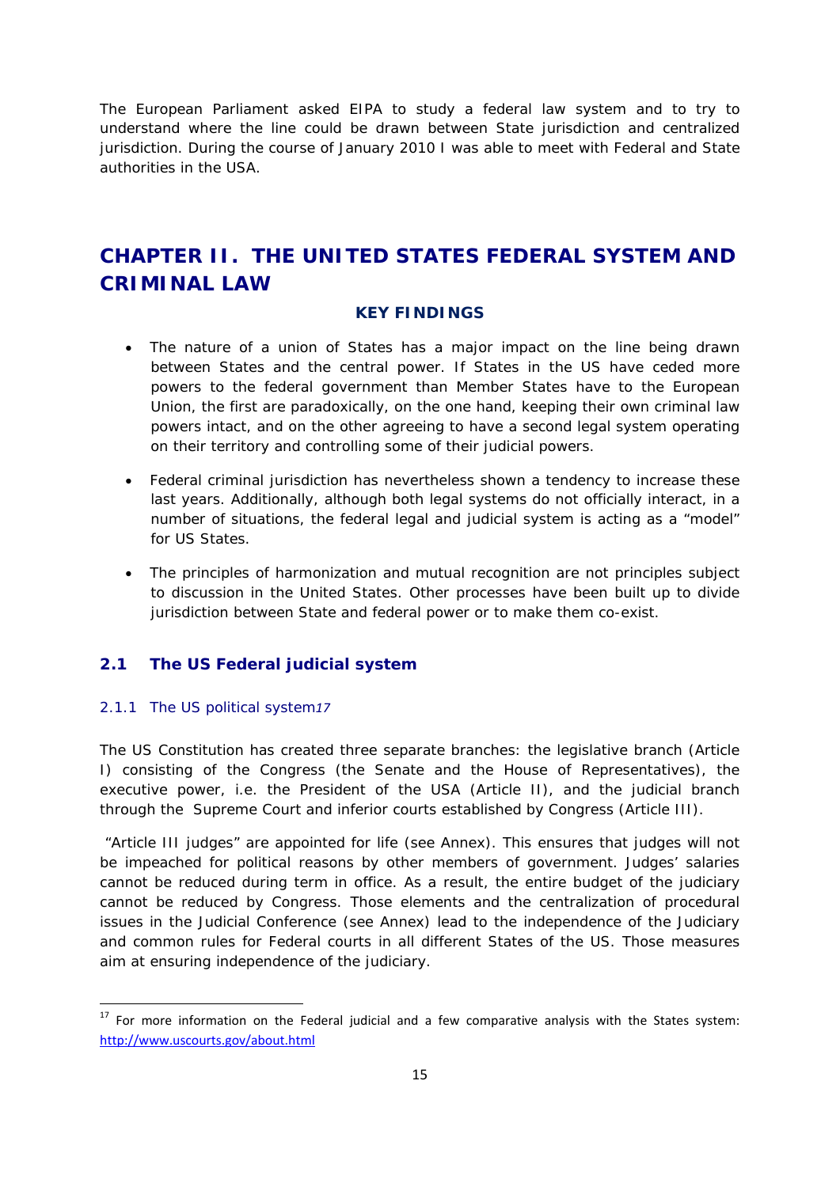The European Parliament asked EIPA to study a federal law system and to try to understand where the line could be drawn between State jurisdiction and centralized jurisdiction. During the course of January 2010 I was able to meet with Federal and State authorities in the USA.

# CHAPTER II. THE UNITED STATES FEDERAL SYSTEM AND CRIMINAL LAW

**KEY FINDINGS**

- The nature of a union of States has a major impact on the line being drawn between States and the central power. If States in the US have ceded more powers to the federal government than Member States have to the European Union, the first are paradoxically, on the one hand, keeping their own criminal law powers intact, and on the other agreeing to have a second legal system operating on their territory and controlling some of their judicial powers.
- Federal criminal jurisdiction has nevertheless shown a tendency to increase these last years. Additionally, although both legal systems do not officially interact, in a number of situations, the federal legal and judicial system is acting as a "model" for US States.
- The principles of harmonization and mutual recognition are not principles subject to discussion in the United States. Other processes have been built up to divide jurisdiction between State and federal power or to make them co-exist.

## 2.1 The US Federal judicial system

### 2.1.1 The US political system[17]

The US Constitution has created three separate branches: the legislative branch (Article I) consisting of the Congress (the Senate and the House of Representatives), the executive power, i.e. the President of the USA (Article II), and the judicial branch through the Supreme Court and inferior courts established by Congress (Article III).

"Article III judges" are appointed for life (see Annex). This ensures that judges will not be impeached for political reasons by other members of government. Judges' salaries cannot be reduced during term in office. As a result, the entire budget of the judiciary cannot be reduced by Congress. Those elements and the centralization of procedural issues in the Judicial Conference (see Annex) lead to the independence of the Judiciary and common rules for Federal courts in all different States of the US. Those measures aim at ensuring independence of the judiciary.

[17] For more information on the Federal judicial and a few comparative analysis with the States system: http://www.uscourts.gov/about.html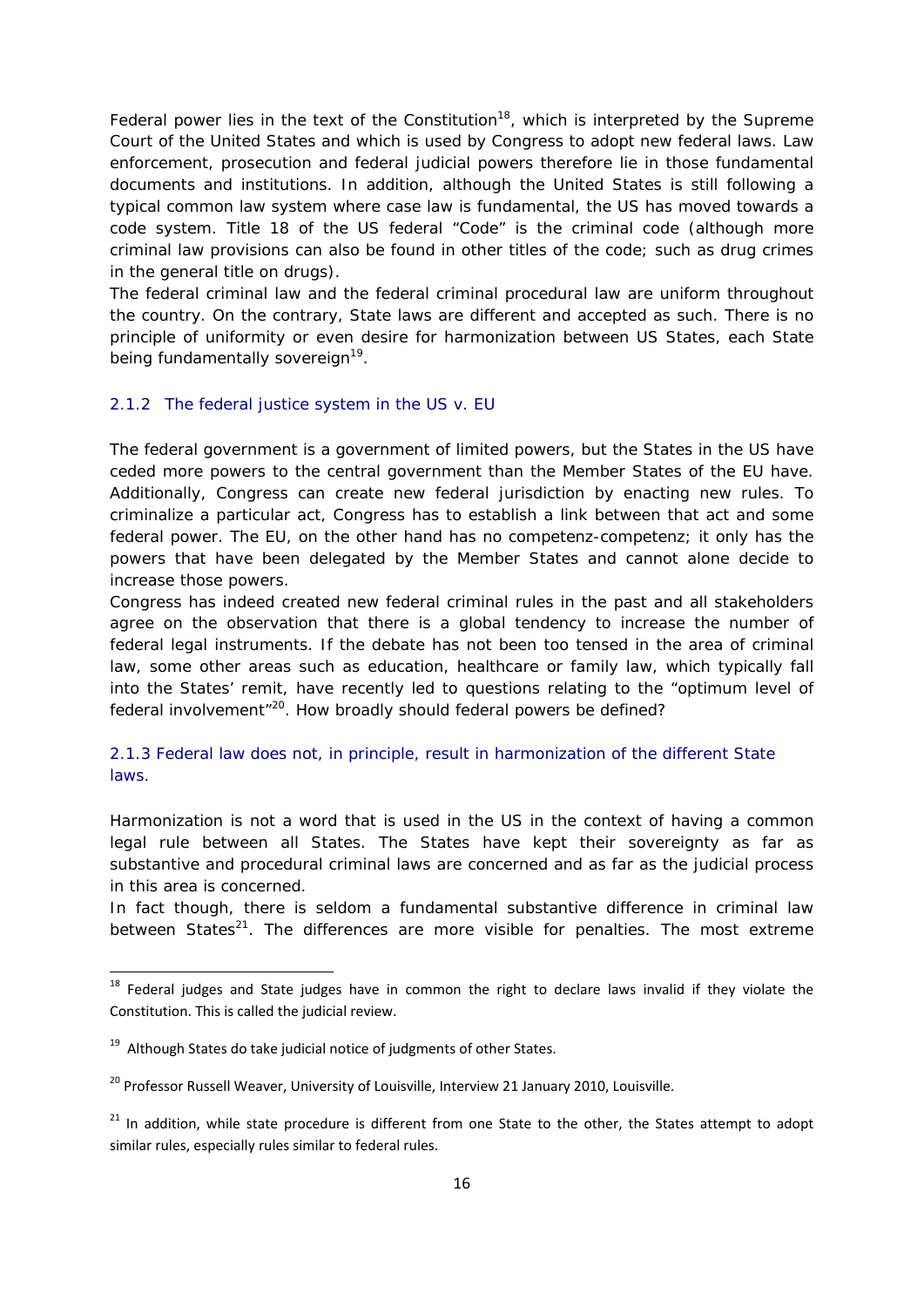Federal power lies in the text of the Constitution[18], which is interpreted by the Supreme Court of the United States and which is used by Congress to adopt new federal laws. Law enforcement, prosecution and federal judicial powers therefore lie in those fundamental documents and institutions. In addition, although the United States is still following a typical common law system where case law is fundamental, the US has moved towards a code system. Title 18 of the US federal "Code" is the criminal code (although more criminal law provisions can also be found in other titles of the code; such as drug crimes in the general title on drugs).

The federal criminal law and the federal criminal procedural law are uniform throughout the country. On the contrary, State laws are different and accepted as such. There is no principle of uniformity or even desire for harmonization between US States, each State being fundamentally sovereign[19].

### 2.1.2 The federal justice system in the US v. EU

The federal government is a government of limited powers, but the States in the US have ceded more powers to the central government than the Member States of the EU have. Additionally, Congress can create new federal jurisdiction by enacting new rules. To criminalize a particular act, Congress has to establish a link between that act and some federal power. The EU, on the other hand has no competenz-competenz; it only has the powers that have been delegated by the Member States and cannot alone decide to increase those powers.

Congress has indeed created new federal criminal rules in the past and all stakeholders agree on the observation that there is a global tendency to increase the number of federal legal instruments. If the debate has not been too tensed in the area of criminal law, some other areas such as education, healthcare or family law, which typically fall into the States' remit, have recently led to questions relating to the "optimum level of federal involvement"[20]. How broadly should federal powers be defined?

### 2.1.3 Federal law does not, in principle, result in harmonization of the different State laws.

Harmonization is not a word that is used in the US in the context of having a common legal rule between all States. The States have kept their sovereignty as far as substantive and procedural criminal laws are concerned and as far as the judicial process in this area is concerned.

In fact though, there is seldom a fundamental substantive difference in criminal law between States[21]. The differences are more visible for penalties. The most extreme

---

[18] Federal judges and State judges have in common the right to declare laws invalid if they violate the Constitution. This is called the judicial review.

[19] Although States do take judicial notice of judgments of other States.

[20] Professor Russell Weaver, University of Louisville, Interview 21 January 2010, Louisville.

[21] In addition, while state procedure is different from one State to the other, the States attempt to adopt similar rules, especially rules similar to federal rules.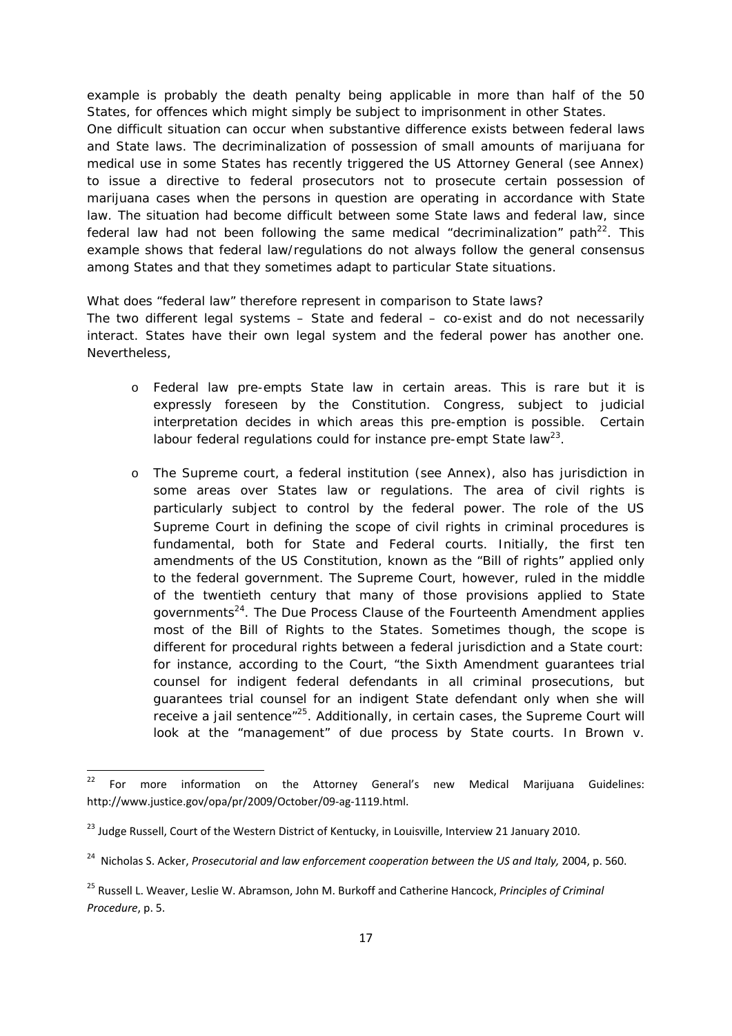example is probably the death penalty being applicable in more than half of the 50 States, for offences which might simply be subject to imprisonment in other States.

One difficult situation can occur when substantive difference exists between federal laws and State laws. The decriminalization of possession of small amounts of marijuana for medical use in some States has recently triggered the US Attorney General (see Annex) to issue a directive to federal prosecutors not to prosecute certain possession of marijuana cases when the persons in question are operating in accordance with State law. The situation had become difficult between some State laws and federal law, since federal law had not been following the same medical "decriminalization" path[22]. This example shows that federal law/regulations do not always follow the general consensus among States and that they sometimes adapt to particular State situations.

What does "federal law" therefore represent in comparison to State laws?

The two different legal systems – State and federal – co-exist and do not necessarily interact. States have their own legal system and the federal power has another one. Nevertheless,

- Federal law pre-empts State law in certain areas. This is rare but it is expressly foreseen by the Constitution. Congress, subject to judicial interpretation decides in which areas this pre-emption is possible. Certain labour federal regulations could for instance pre-empt State law[23].

- The Supreme court, a federal institution (see Annex), also has jurisdiction in some areas over States law or regulations. The area of civil rights is particularly subject to control by the federal power. The role of the US Supreme Court in defining the scope of civil rights in criminal procedures is fundamental, both for State and Federal courts. Initially, the first ten amendments of the US Constitution, known as the "Bill of rights" applied only to the federal government. The Supreme Court, however, ruled in the middle of the twentieth century that many of those provisions applied to State governments[24]. The Due Process Clause of the Fourteenth Amendment applies most of the Bill of Rights to the States. Sometimes though, the scope is different for procedural rights between a federal jurisdiction and a State court: for instance, according to the Court, "the Sixth Amendment guarantees trial counsel for indigent federal defendants in all criminal prosecutions, but guarantees trial counsel for an indigent State defendant only when she will receive a jail sentence"[25]. Additionally, in certain cases, the Supreme Court will look at the "management" of due process by State courts. In Brown v.

---

[22] For more information on the Attorney General's new Medical Marijuana Guidelines: http://www.justice.gov/opa/pr/2009/October/09-ag-1119.html.

[23] Judge Russell, Court of the Western District of Kentucky, in Louisville, Interview 21 January 2010.

[24] Nicholas S. Acker, *Prosecutorial and law enforcement cooperation between the US and Italy,* 2004, p. 560.

[25] Russell L. Weaver, Leslie W. Abramson, John M. Burkoff and Catherine Hancock, *Principles of Criminal Procedure*, p. 5.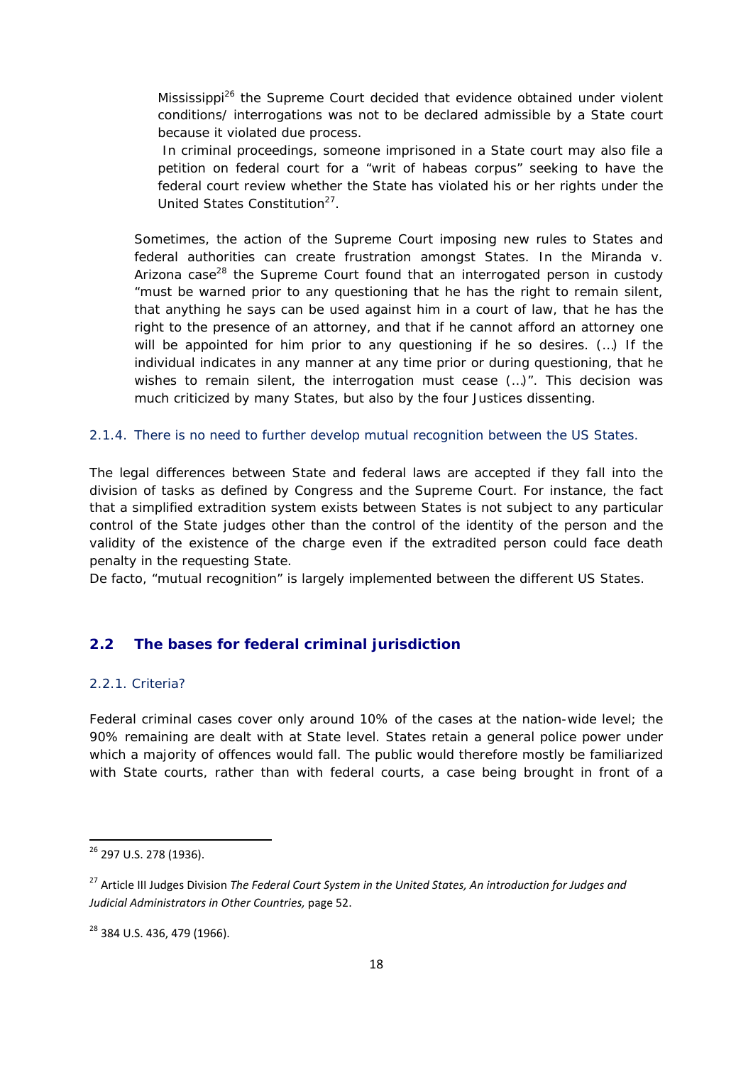Mississippi[26] the Supreme Court decided that evidence obtained under violent conditions/ interrogations was not to be declared admissible by a State court because it violated due process.

In criminal proceedings, someone imprisoned in a State court may also file a petition on federal court for a "writ of habeas corpus" seeking to have the federal court review whether the State has violated his or her rights under the United States Constitution[27].

Sometimes, the action of the Supreme Court imposing new rules to States and federal authorities can create frustration amongst States. In the Miranda v. Arizona case[28] the Supreme Court found that an interrogated person in custody "must be warned prior to any questioning that he has the right to remain silent, that anything he says can be used against him in a court of law, that he has the right to the presence of an attorney, and that if he cannot afford an attorney one will be appointed for him prior to any questioning if he so desires. (…) If the individual indicates in any manner at any time prior or during questioning, that he wishes to remain silent, the interrogation must cease (…)". This decision was much criticized by many States, but also by the four Justices dissenting.

### 2.1.4. There is no need to further develop mutual recognition between the US States.

The legal differences between State and federal laws are accepted if they fall into the division of tasks as defined by Congress and the Supreme Court. For instance, the fact that a simplified extradition system exists between States is not subject to any particular control of the State judges other than the control of the identity of the person and the validity of the existence of the charge even if the extradited person could face death penalty in the requesting State.

De facto, "mutual recognition" is largely implemented between the different US States.

## 2.2 The bases for federal criminal jurisdiction

### 2.2.1. Criteria?

Federal criminal cases cover only around 10% of the cases at the nation-wide level; the 90% remaining are dealt with at State level. States retain a general police power under which a majority of offences would fall. The public would therefore mostly be familiarized with State courts, rather than with federal courts, a case being brought in front of a

---

[26] 297 U.S. 278 (1936).

[27] Article III Judges Division *The Federal Court System in the United States, An introduction for Judges and Judicial Administrators in Other Countries,* page 52.

[28] 384 U.S. 436, 479 (1966).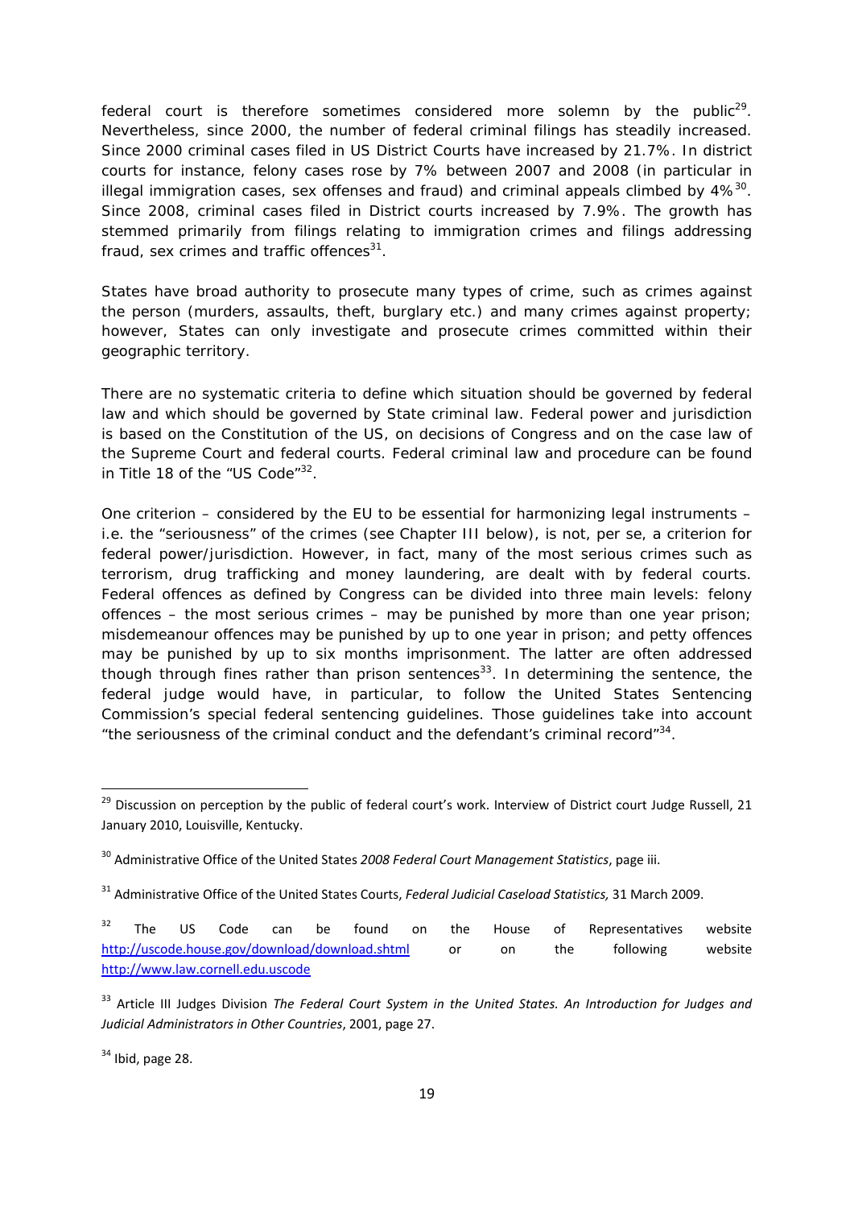federal court is therefore sometimes considered more solemn by the public[29]. Nevertheless, since 2000, the number of federal criminal filings has steadily increased. Since 2000 criminal cases filed in US District Courts have increased by 21.7%. In district courts for instance, felony cases rose by 7% between 2007 and 2008 (in particular in illegal immigration cases, sex offenses and fraud) and criminal appeals climbed by 4%[30]. Since 2008, criminal cases filed in District courts increased by 7.9%. The growth has stemmed primarily from filings relating to immigration crimes and filings addressing fraud, sex crimes and traffic offences[31].

States have broad authority to prosecute many types of crime, such as crimes against the person (murders, assaults, theft, burglary etc.) and many crimes against property; however, States can only investigate and prosecute crimes committed within their geographic territory.

There are no systematic criteria to define which situation should be governed by federal law and which should be governed by State criminal law. Federal power and jurisdiction is based on the Constitution of the US, on decisions of Congress and on the case law of the Supreme Court and federal courts. Federal criminal law and procedure can be found in Title 18 of the "US Code"[32].

One criterion – considered by the EU to be essential for harmonizing legal instruments – i.e. the "seriousness" of the crimes (see Chapter III below), is not, per se, a criterion for federal power/jurisdiction. However, in fact, many of the most serious crimes such as terrorism, drug trafficking and money laundering, are dealt with by federal courts. Federal offences as defined by Congress can be divided into three main levels: felony offences – the most serious crimes – may be punished by more than one year prison; misdemeanour offences may be punished by up to one year in prison; and petty offences may be punished by up to six months imprisonment. The latter are often addressed though through fines rather than prison sentences[33]. In determining the sentence, the federal judge would have, in particular, to follow the United States Sentencing Commission's special federal sentencing guidelines. Those guidelines take into account "the seriousness of the criminal conduct and the defendant's criminal record"[34].

---

[29] Discussion on perception by the public of federal court's work. Interview of District court Judge Russell, 21 January 2010, Louisville, Kentucky.

[30] Administrative Office of the United States *2008 Federal Court Management Statistics*, page iii.

[31] Administrative Office of the United States Courts, *Federal Judicial Caseload Statistics,* 31 March 2009.

[32] The US Code can be found on the House of Representatives website http://uscode.house.gov/download/download.shtml or on the following website http://www.law.cornell.edu.uscode

[33] Article III Judges Division *The Federal Court System in the United States. An Introduction for Judges and Judicial Administrators in Other Countries*, 2001, page 27.

[34] Ibid, page 28.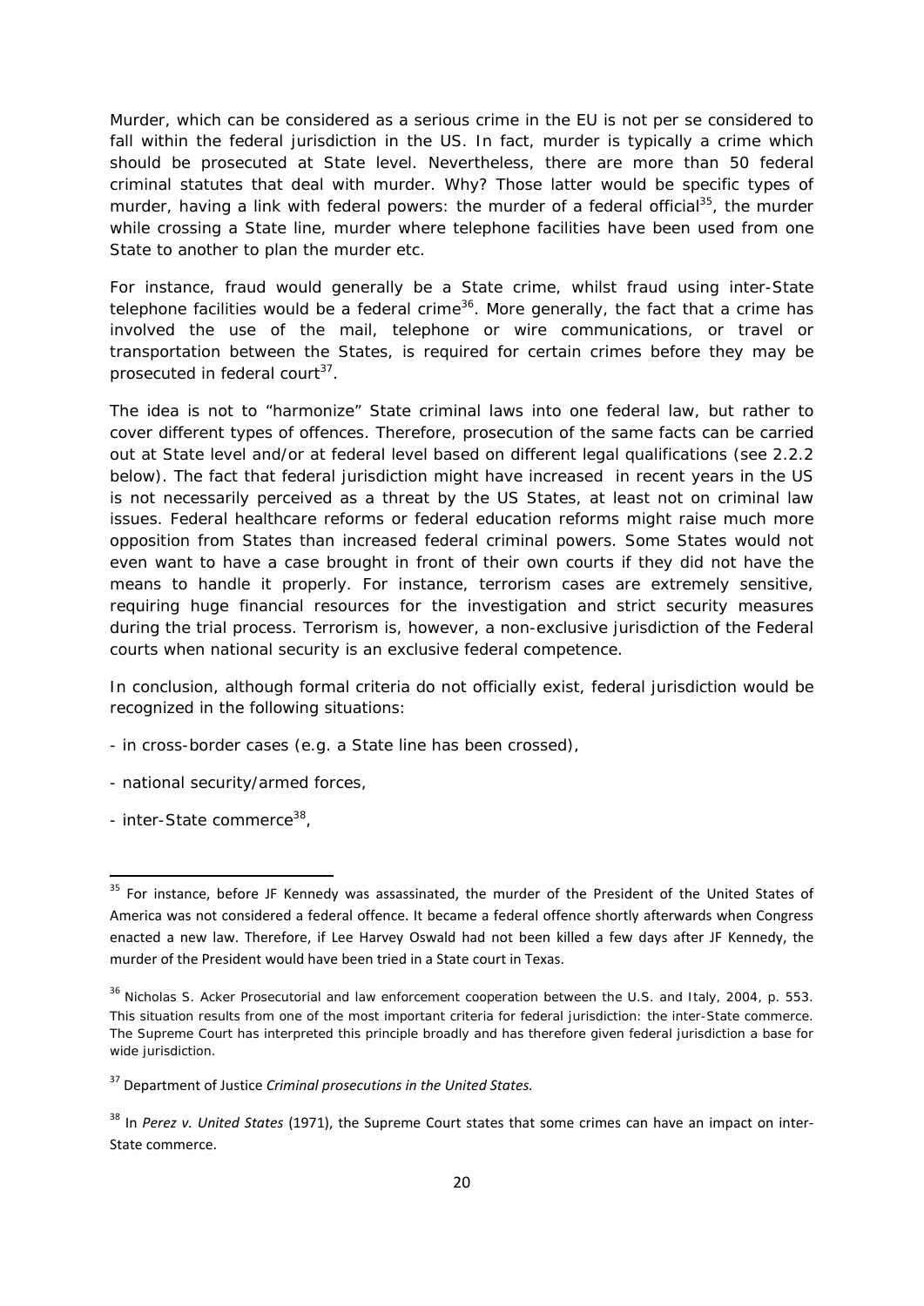Murder, which can be considered as a serious crime in the EU is not per se considered to fall within the federal jurisdiction in the US. In fact, murder is typically a crime which should be prosecuted at State level. Nevertheless, there are more than 50 federal criminal statutes that deal with murder. Why? Those latter would be specific types of murder, having a link with federal powers: the murder of a federal official[35], the murder while crossing a State line, murder where telephone facilities have been used from one State to another to plan the murder etc.

For instance, fraud would generally be a State crime, whilst fraud using inter-State telephone facilities would be a federal crime[36]. More generally, the fact that a crime has involved the use of the mail, telephone or wire communications, or travel or transportation between the States, is required for certain crimes before they may be prosecuted in federal court[37].

The idea is not to "harmonize" State criminal laws into one federal law, but rather to cover different types of offences. Therefore, prosecution of the same facts can be carried out at State level and/or at federal level based on different legal qualifications (see 2.2.2 below). The fact that federal jurisdiction might have increased in recent years in the US is not necessarily perceived as a threat by the US States, at least not on criminal law issues. Federal healthcare reforms or federal education reforms might raise much more opposition from States than increased federal criminal powers. Some States would not even want to have a case brought in front of their own courts if they did not have the means to handle it properly. For instance, terrorism cases are extremely sensitive, requiring huge financial resources for the investigation and strict security measures during the trial process. Terrorism is, however, a non-exclusive jurisdiction of the Federal courts when national security is an exclusive federal competence.

In conclusion, although formal criteria do not officially exist, federal jurisdiction would be recognized in the following situations:

- in cross-border cases (e.g. a State line has been crossed),
- national security/armed forces,
- inter-State commerce[38],

---

[35] For instance, before JF Kennedy was assassinated, the murder of the President of the United States of America was not considered a federal offence. It became a federal offence shortly afterwards when Congress enacted a new law. Therefore, if Lee Harvey Oswald had not been killed a few days after JF Kennedy, the murder of the President would have been tried in a State court in Texas.

[36] Nicholas S. Acker Prosecutorial and law enforcement cooperation between the U.S. and Italy, 2004, p. 553. This situation results from one of the most important criteria for federal jurisdiction: the inter-State commerce. The Supreme Court has interpreted this principle broadly and has therefore given federal jurisdiction a base for wide jurisdiction.

[37] Department of Justice *Criminal prosecutions in the United States.*

[38] In *Perez v. United States* (1971), the Supreme Court states that some crimes can have an impact on inter-State commerce.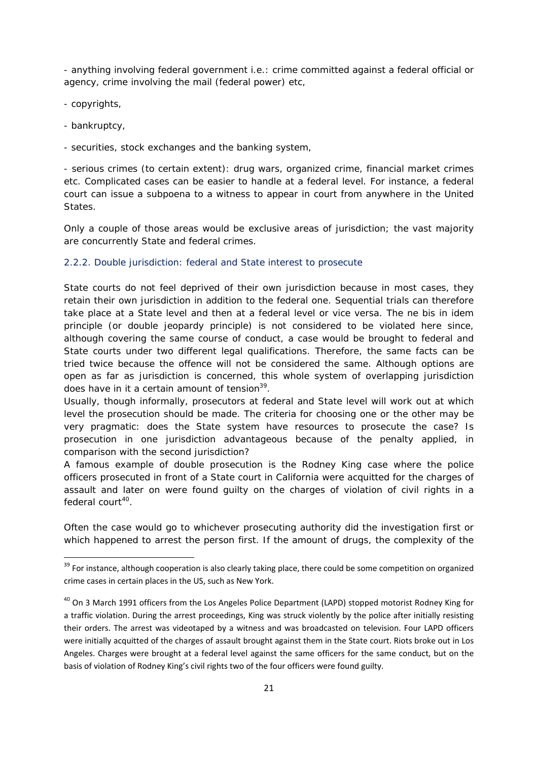- anything involving federal government i.e.: crime committed against a federal official or agency, crime involving the mail (federal power) etc,

- copyrights,

- bankruptcy,

- securities, stock exchanges and the banking system,

- serious crimes (to certain extent): drug wars, organized crime, financial market crimes etc. Complicated cases can be easier to handle at a federal level. For instance, a federal court can issue a subpoena to a witness to appear in court from anywhere in the United States.

Only a couple of those areas would be exclusive areas of jurisdiction; the vast majority are concurrently State and federal crimes.

### 2.2.2. Double jurisdiction: federal and State interest to prosecute

State courts do not feel deprived of their own jurisdiction because in most cases, they retain their own jurisdiction in addition to the federal one. Sequential trials can therefore take place at a State level and then at a federal level or vice versa. The ne bis in idem principle (or double jeopardy principle) is not considered to be violated here since, although covering the same course of conduct, a case would be brought to federal and State courts under two different legal qualifications. Therefore, the same facts can be tried twice because the offence will not be considered the same. Although options are open as far as jurisdiction is concerned, this whole system of overlapping jurisdiction does have in it a certain amount of tension[39].

Usually, though informally, prosecutors at federal and State level will work out at which level the prosecution should be made. The criteria for choosing one or the other may be very pragmatic: does the State system have resources to prosecute the case? Is prosecution in one jurisdiction advantageous because of the penalty applied, in comparison with the second jurisdiction?

A famous example of double prosecution is the Rodney King case where the police officers prosecuted in front of a State court in California were acquitted for the charges of assault and later on were found guilty on the charges of violation of civil rights in a federal court[40].

Often the case would go to whichever prosecuting authority did the investigation first or which happened to arrest the person first. If the amount of drugs, the complexity of the

---

[39] For instance, although cooperation is also clearly taking place, there could be some competition on organized crime cases in certain places in the US, such as New York.

[40] On 3 March 1991 officers from the Los Angeles Police Department (LAPD) stopped motorist Rodney King for a traffic violation. During the arrest proceedings, King was struck violently by the police after initially resisting their orders. The arrest was videotaped by a witness and was broadcasted on television. Four LAPD officers were initially acquitted of the charges of assault brought against them in the State court. Riots broke out in Los Angeles. Charges were brought at a federal level against the same officers for the same conduct, but on the basis of violation of Rodney King's civil rights two of the four officers were found guilty.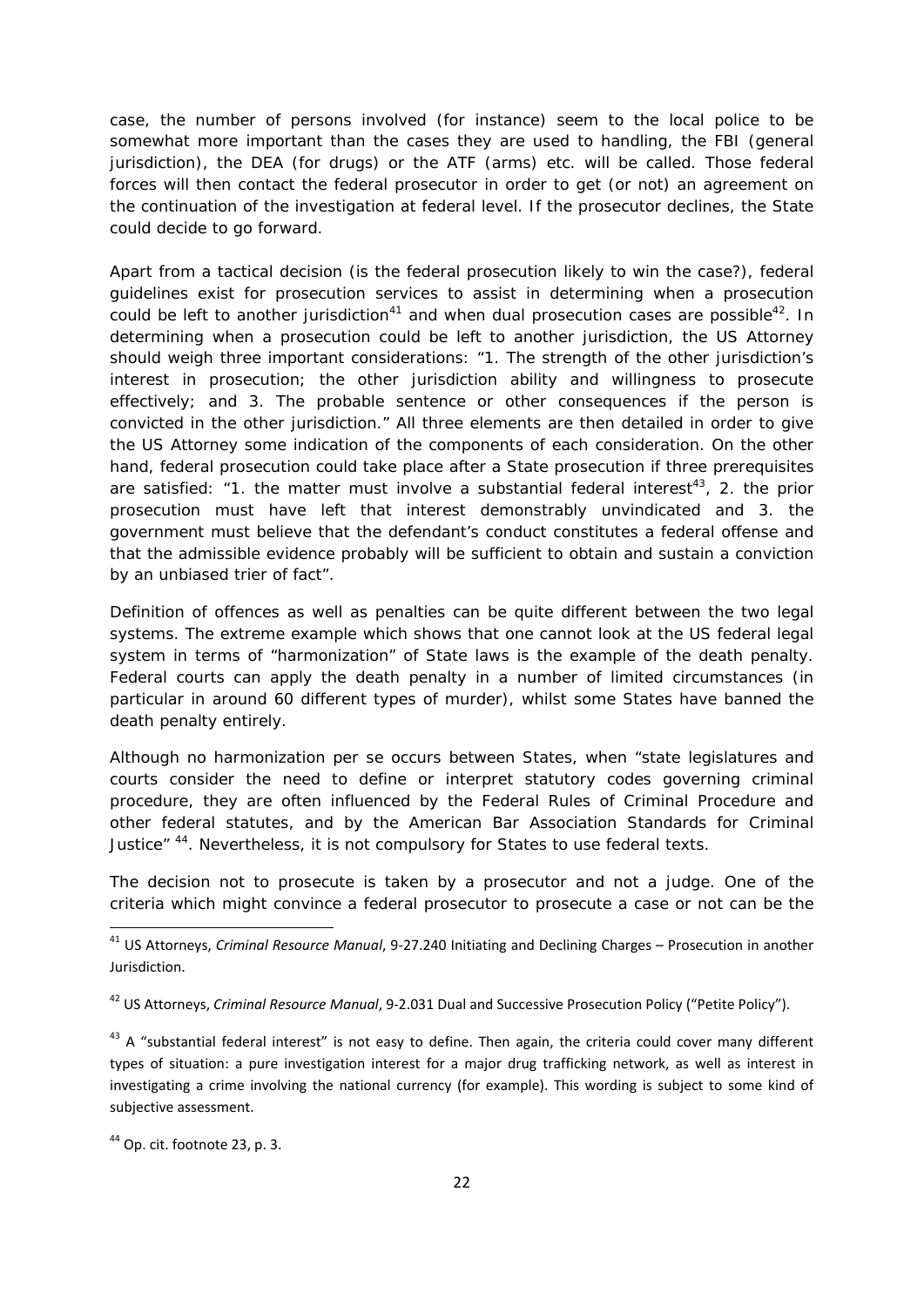case, the number of persons involved (for instance) seem to the local police to be somewhat more important than the cases they are used to handling, the FBI (general jurisdiction), the DEA (for drugs) or the ATF (arms) etc. will be called. Those federal forces will then contact the federal prosecutor in order to get (or not) an agreement on the continuation of the investigation at federal level. If the prosecutor declines, the State could decide to go forward.

Apart from a tactical decision (is the federal prosecution likely to win the case?), federal guidelines exist for prosecution services to assist in determining when a prosecution could be left to another jurisdiction[41] and when dual prosecution cases are possible[42]. In determining when a prosecution could be left to another jurisdiction, the US Attorney should weigh three important considerations: "1. The strength of the other jurisdiction's interest in prosecution; the other jurisdiction ability and willingness to prosecute effectively; and 3. The probable sentence or other consequences if the person is convicted in the other jurisdiction." All three elements are then detailed in order to give the US Attorney some indication of the components of each consideration. On the other hand, federal prosecution could take place after a State prosecution if three prerequisites are satisfied: "1. the matter must involve a substantial federal interest[43], 2. the prior prosecution must have left that interest demonstrably unvindicated and 3. the government must believe that the defendant's conduct constitutes a federal offense and that the admissible evidence probably will be sufficient to obtain and sustain a conviction by an unbiased trier of fact".

Definition of offences as well as penalties can be quite different between the two legal systems. The extreme example which shows that one cannot look at the US federal legal system in terms of "harmonization" of State laws is the example of the death penalty. Federal courts can apply the death penalty in a number of limited circumstances (in particular in around 60 different types of murder), whilst some States have banned the death penalty entirely.

Although no harmonization per se occurs between States, when "state legislatures and courts consider the need to define or interpret statutory codes governing criminal procedure, they are often influenced by the Federal Rules of Criminal Procedure and other federal statutes, and by the American Bar Association Standards for Criminal Justice" [44]. Nevertheless, it is not compulsory for States to use federal texts.

The decision not to prosecute is taken by a prosecutor and not a judge. One of the criteria which might convince a federal prosecutor to prosecute a case or not can be the

---

[41] US Attorneys, *Criminal Resource Manual*, 9-27.240 Initiating and Declining Charges – Prosecution in another Jurisdiction.

[42] US Attorneys, *Criminal Resource Manual*, 9-2.031 Dual and Successive Prosecution Policy ("Petite Policy").

[43] A "substantial federal interest" is not easy to define. Then again, the criteria could cover many different types of situation: a pure investigation interest for a major drug trafficking network, as well as interest in investigating a crime involving the national currency (for example). This wording is subject to some kind of subjective assessment.

[44] Op. cit. footnote 23, p. 3.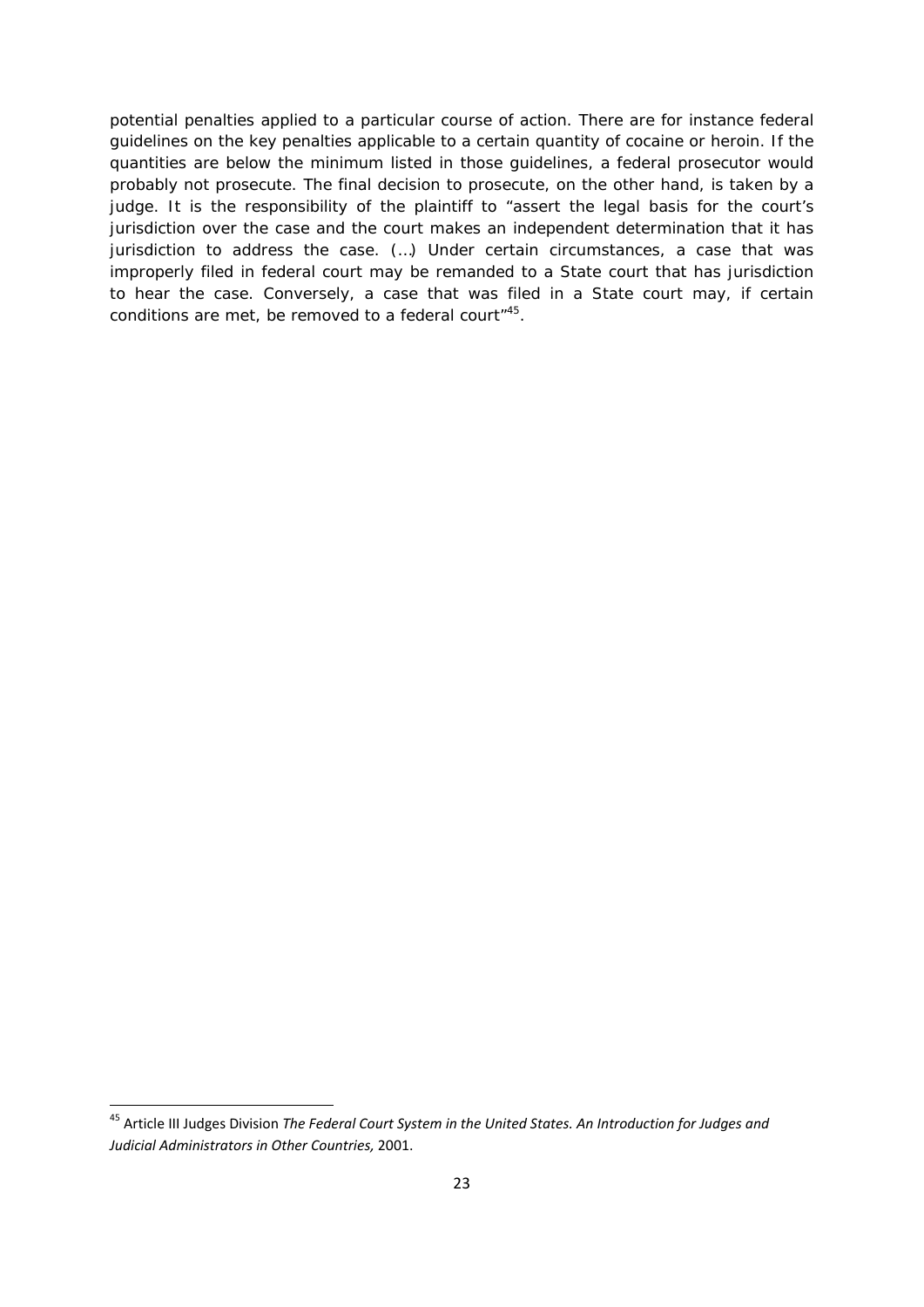potential penalties applied to a particular course of action. There are for instance federal guidelines on the key penalties applicable to a certain quantity of cocaine or heroin. If the quantities are below the minimum listed in those guidelines, a federal prosecutor would probably not prosecute. The final decision to prosecute, on the other hand, is taken by a judge. It is the responsibility of the plaintiff to "assert the legal basis for the court's jurisdiction over the case and the court makes an independent determination that it has jurisdiction to address the case. (…) Under certain circumstances, a case that was improperly filed in federal court may be remanded to a State court that has jurisdiction to hear the case. Conversely, a case that was filed in a State court may, if certain conditions are met, be removed to a federal court"[45].

---

[45] Article III Judges Division *The Federal Court System in the United States. An Introduction for Judges and Judicial Administrators in Other Countries,* 2001.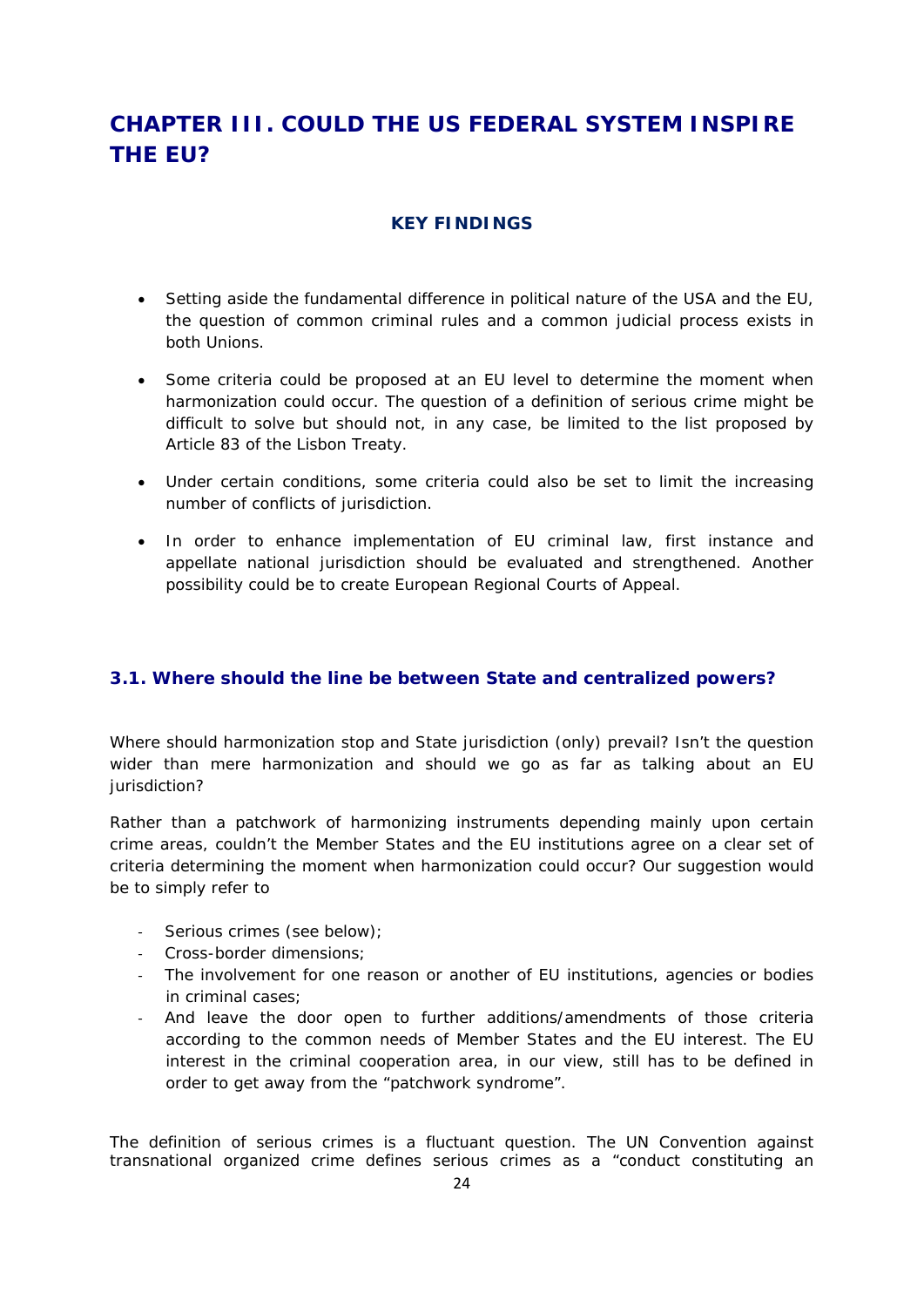# CHAPTER III. COULD THE US FEDERAL SYSTEM INSPIRE THE EU?

**KEY FINDINGS**

- Setting aside the fundamental difference in political nature of the USA and the EU, the question of common criminal rules and a common judicial process exists in both Unions.
- Some criteria could be proposed at an EU level to determine the moment when harmonization could occur. The question of a definition of serious crime might be difficult to solve but should not, in any case, be limited to the list proposed by Article 83 of the Lisbon Treaty.
- Under certain conditions, some criteria could also be set to limit the increasing number of conflicts of jurisdiction.
- In order to enhance implementation of EU criminal law, first instance and appellate national jurisdiction should be evaluated and strengthened. Another possibility could be to create European Regional Courts of Appeal.

## 3.1. Where should the line be between State and centralized powers?

Where should harmonization stop and State jurisdiction (only) prevail? Isn't the question wider than mere harmonization and should we go as far as talking about an EU jurisdiction?

Rather than a patchwork of harmonizing instruments depending mainly upon certain crime areas, couldn't the Member States and the EU institutions agree on a clear set of criteria determining the moment when harmonization could occur? Our suggestion would be to simply refer to

- Serious crimes (see below);
- Cross-border dimensions;
- The involvement for one reason or another of EU institutions, agencies or bodies in criminal cases;
- And leave the door open to further additions/amendments of those criteria according to the common needs of Member States and the EU interest. The EU interest in the criminal cooperation area, in our view, still has to be defined in order to get away from the "patchwork syndrome".

The definition of serious crimes is a fluctuant question. The UN Convention against transnational organized crime defines serious crimes as a "conduct constituting an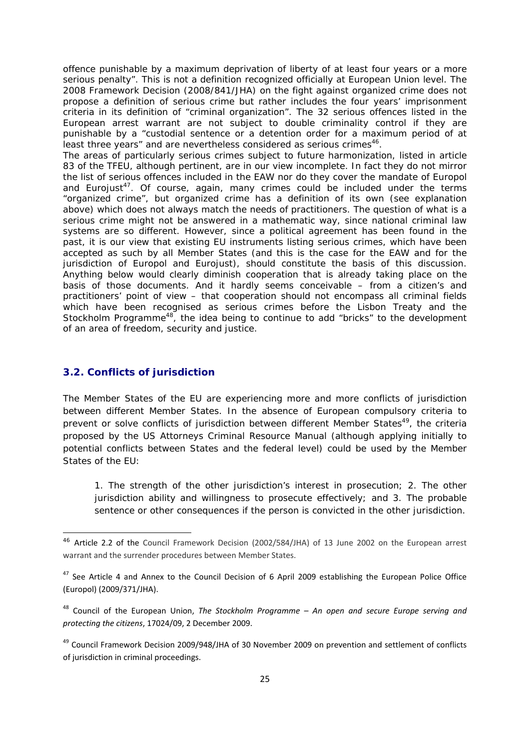offence punishable by a maximum deprivation of liberty of at least four years or a more serious penalty". This is not a definition recognized officially at European Union level. The 2008 Framework Decision (2008/841/JHA) on the fight against organized crime does not propose a definition of serious crime but rather includes the four years' imprisonment criteria in its definition of "criminal organization". The 32 serious offences listed in the European arrest warrant are not subject to double criminality control if they are punishable by a "custodial sentence or a detention order for a maximum period of at least three years" and are nevertheless considered as serious crimes[46].

The areas of particularly serious crimes subject to future harmonization, listed in article 83 of the TFEU, although pertinent, are in our view incomplete. In fact they do not mirror the list of serious offences included in the EAW nor do they cover the mandate of Europol and Eurojust[47]. Of course, again, many crimes could be included under the terms "organized crime", but organized crime has a definition of its own (see explanation above) which does not always match the needs of practitioners. The question of what is a serious crime might not be answered in a mathematic way, since national criminal law systems are so different. However, since a political agreement has been found in the past, it is our view that existing EU instruments listing serious crimes, which have been accepted as such by all Member States (and this is the case for the EAW and for the jurisdiction of Europol and Eurojust), should constitute the basis of this discussion. Anything below would clearly diminish cooperation that is already taking place on the basis of those documents. And it hardly seems conceivable – from a citizen's and practitioners' point of view – that cooperation should not encompass all criminal fields which have been recognised as serious crimes before the Lisbon Treaty and the Stockholm Programme[48], the idea being to continue to add "bricks" to the development of an area of freedom, security and justice.

### 3.2. Conflicts of jurisdiction

The Member States of the EU are experiencing more and more conflicts of jurisdiction between different Member States. In the absence of European compulsory criteria to prevent or solve conflicts of jurisdiction between different Member States[49], the criteria proposed by the US Attorneys Criminal Resource Manual (although applying initially to potential conflicts between States and the federal level) could be used by the Member States of the EU:

> 1. The strength of the other jurisdiction's interest in prosecution; 2. The other jurisdiction ability and willingness to prosecute effectively; and 3. The probable sentence or other consequences if the person is convicted in the other jurisdiction.

---

[46] Article 2.2 of the Council Framework Decision (2002/584/JHA) of 13 June 2002 on the European arrest warrant and the surrender procedures between Member States.

[47] See Article 4 and Annex to the Council Decision of 6 April 2009 establishing the European Police Office (Europol) (2009/371/JHA).

[48] Council of the European Union, *The Stockholm Programme – An open and secure Europe serving and protecting the citizens*, 17024/09, 2 December 2009.

[49] Council Framework Decision 2009/948/JHA of 30 November 2009 on prevention and settlement of conflicts of jurisdiction in criminal proceedings.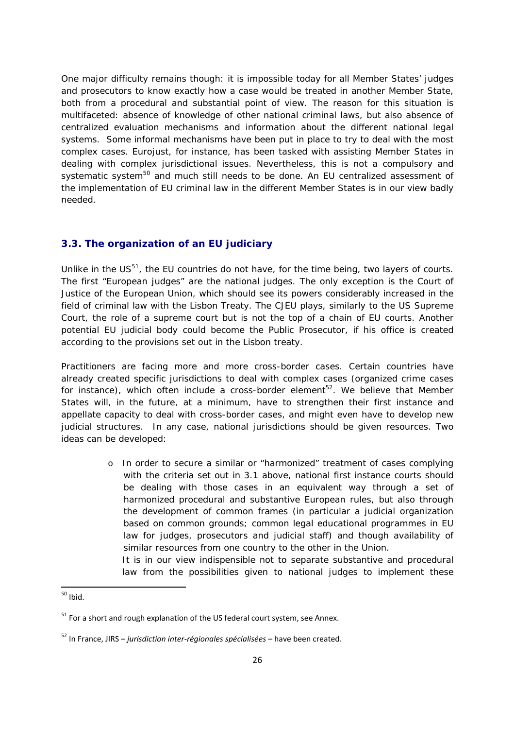One major difficulty remains though: it is impossible today for all Member States' judges and prosecutors to know exactly how a case would be treated in another Member State, both from a procedural and substantial point of view. The reason for this situation is multifaceted: absence of knowledge of other national criminal laws, but also absence of centralized evaluation mechanisms and information about the different national legal systems. Some informal mechanisms have been put in place to try to deal with the most complex cases. Eurojust, for instance, has been tasked with assisting Member States in dealing with complex jurisdictional issues. Nevertheless, this is not a compulsory and systematic system[50] and much still needs to be done. An EU centralized assessment of the implementation of EU criminal law in the different Member States is in our view badly needed.

### 3.3. The organization of an EU judiciary

Unlike in the US[51], the EU countries do not have, for the time being, two layers of courts. The first "European judges" are the national judges. The only exception is the Court of Justice of the European Union, which should see its powers considerably increased in the field of criminal law with the Lisbon Treaty. The CJEU plays, similarly to the US Supreme Court, the role of a supreme court but is not the top of a chain of EU courts. Another potential EU judicial body could become the Public Prosecutor, if his office is created according to the provisions set out in the Lisbon treaty.

Practitioners are facing more and more cross-border cases. Certain countries have already created specific jurisdictions to deal with complex cases (organized crime cases for instance), which often include a cross-border element[52]. We believe that Member States will, in the future, at a minimum, have to strengthen their first instance and appellate capacity to deal with cross-border cases, and might even have to develop new judicial structures. In any case, national jurisdictions should be given resources. Two ideas can be developed:

- In order to secure a similar or "harmonized" treatment of cases complying with the criteria set out in 3.1 above, national first instance courts should be dealing with those cases in an equivalent way through a set of harmonized procedural and substantive European rules, but also through the development of common frames (in particular a judicial organization based on common grounds; common legal educational programmes in EU law for judges, prosecutors and judicial staff) and though availability of similar resources from one country to the other in the Union.

  It is in our view indispensible not to separate substantive and procedural law from the possibilities given to national judges to implement these

---

[50] Ibid.

[51] For a short and rough explanation of the US federal court system, see Annex.

[52] In France, JIRS – *jurisdiction inter-régionales spécialisées* – have been created.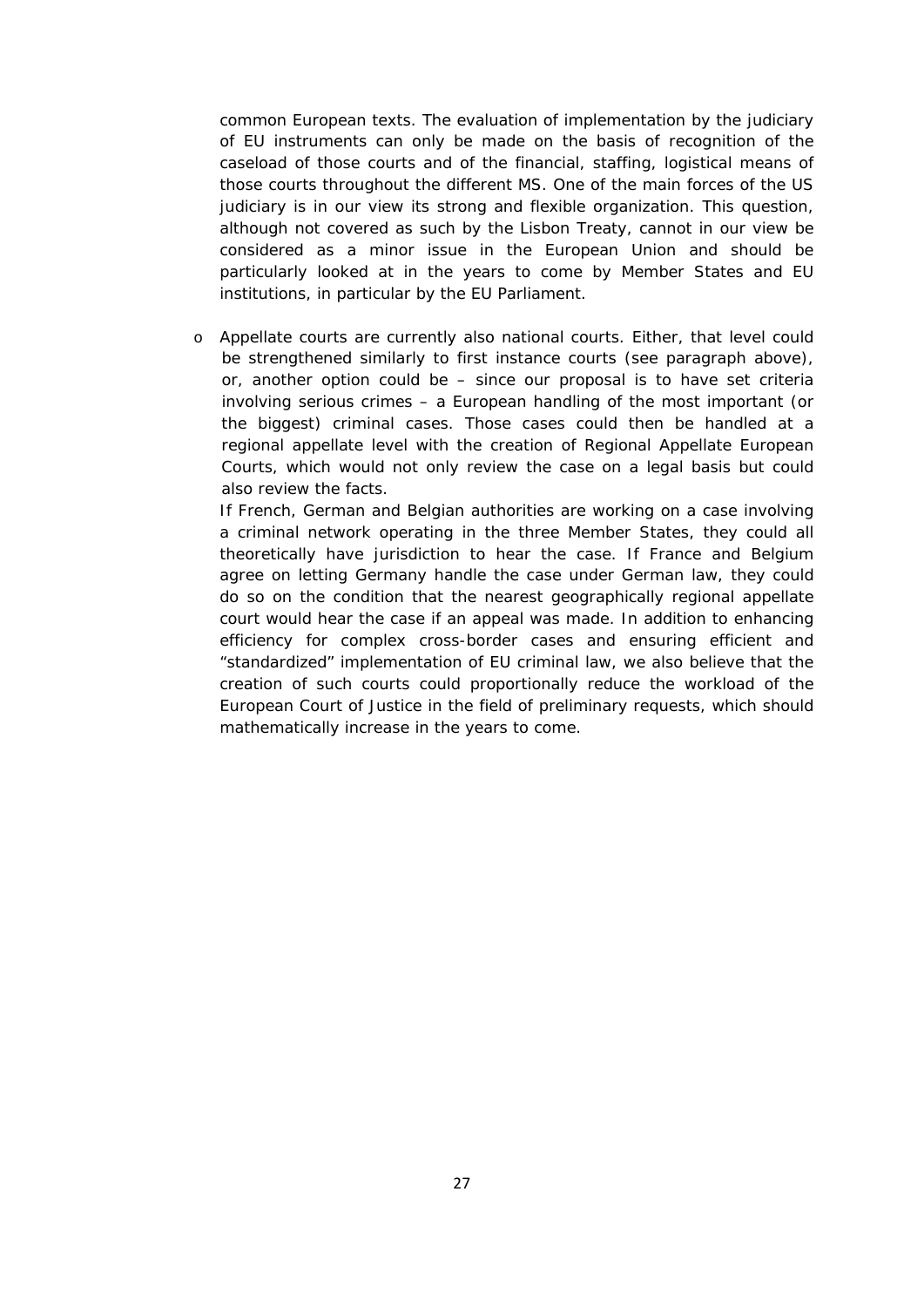common European texts. The evaluation of implementation by the judiciary of EU instruments can only be made on the basis of recognition of the caseload of those courts and of the financial, staffing, logistical means of those courts throughout the different MS. One of the main forces of the US judiciary is in our view its strong and flexible organization. This question, although not covered as such by the Lisbon Treaty, cannot in our view be considered as a minor issue in the European Union and should be particularly looked at in the years to come by Member States and EU institutions, in particular by the EU Parliament.

- Appellate courts are currently also national courts. Either, that level could be strengthened similarly to first instance courts (see paragraph above), or, another option could be – since our proposal is to have set criteria involving serious crimes – a European handling of the most important (or the biggest) criminal cases. Those cases could then be handled at a regional appellate level with the creation of Regional Appellate European Courts, which would not only review the case on a legal basis but could also review the facts.

  If French, German and Belgian authorities are working on a case involving a criminal network operating in the three Member States, they could all theoretically have jurisdiction to hear the case. If France and Belgium agree on letting Germany handle the case under German law, they could do so on the condition that the nearest geographically regional appellate court would hear the case if an appeal was made. In addition to enhancing efficiency for complex cross-border cases and ensuring efficient and "standardized" implementation of EU criminal law, we also believe that the creation of such courts could proportionally reduce the workload of the European Court of Justice in the field of preliminary requests, which should mathematically increase in the years to come.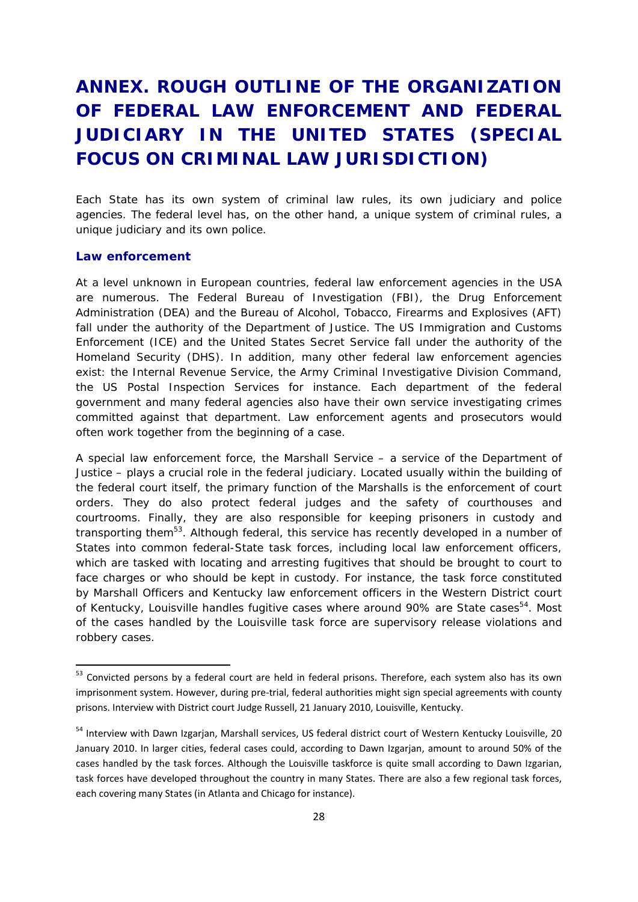# ANNEX. ROUGH OUTLINE OF THE ORGANIZATION OF FEDERAL LAW ENFORCEMENT AND FEDERAL JUDICIARY IN THE UNITED STATES (SPECIAL FOCUS ON CRIMINAL LAW JURISDICTION)

Each State has its own system of criminal law rules, its own judiciary and police agencies. The federal level has, on the other hand, a unique system of criminal rules, a unique judiciary and its own police.

### Law enforcement

At a level unknown in European countries, federal law enforcement agencies in the USA are numerous. The Federal Bureau of Investigation (FBI), the Drug Enforcement Administration (DEA) and the Bureau of Alcohol, Tobacco, Firearms and Explosives (AFT) fall under the authority of the Department of Justice. The US Immigration and Customs Enforcement (ICE) and the United States Secret Service fall under the authority of the Homeland Security (DHS). In addition, many other federal law enforcement agencies exist: the Internal Revenue Service, the Army Criminal Investigative Division Command, the US Postal Inspection Services for instance. Each department of the federal government and many federal agencies also have their own service investigating crimes committed against that department. Law enforcement agents and prosecutors would often work together from the beginning of a case.

A special law enforcement force, the Marshall Service – a service of the Department of Justice – plays a crucial role in the federal judiciary. Located usually within the building of the federal court itself, the primary function of the Marshalls is the enforcement of court orders. They do also protect federal judges and the safety of courthouses and courtrooms. Finally, they are also responsible for keeping prisoners in custody and transporting them[53]. Although federal, this service has recently developed in a number of States into common federal-State task forces, including local law enforcement officers, which are tasked with locating and arresting fugitives that should be brought to court to face charges or who should be kept in custody. For instance, the task force constituted by Marshall Officers and Kentucky law enforcement officers in the Western District court of Kentucky, Louisville handles fugitive cases where around 90% are State cases[54]. Most of the cases handled by the Louisville task force are supervisory release violations and robbery cases.

---

[53] Convicted persons by a federal court are held in federal prisons. Therefore, each system also has its own imprisonment system. However, during pre-trial, federal authorities might sign special agreements with county prisons. Interview with District court Judge Russell, 21 January 2010, Louisville, Kentucky.

[54] Interview with Dawn Izgarjan, Marshall services, US federal district court of Western Kentucky Louisville, 20 January 2010. In larger cities, federal cases could, according to Dawn Izgarjan, amount to around 50% of the cases handled by the task forces. Although the Louisville taskforce is quite small according to Dawn Izgarian, task forces have developed throughout the country in many States. There are also a few regional task forces, each covering many States (in Atlanta and Chicago for instance).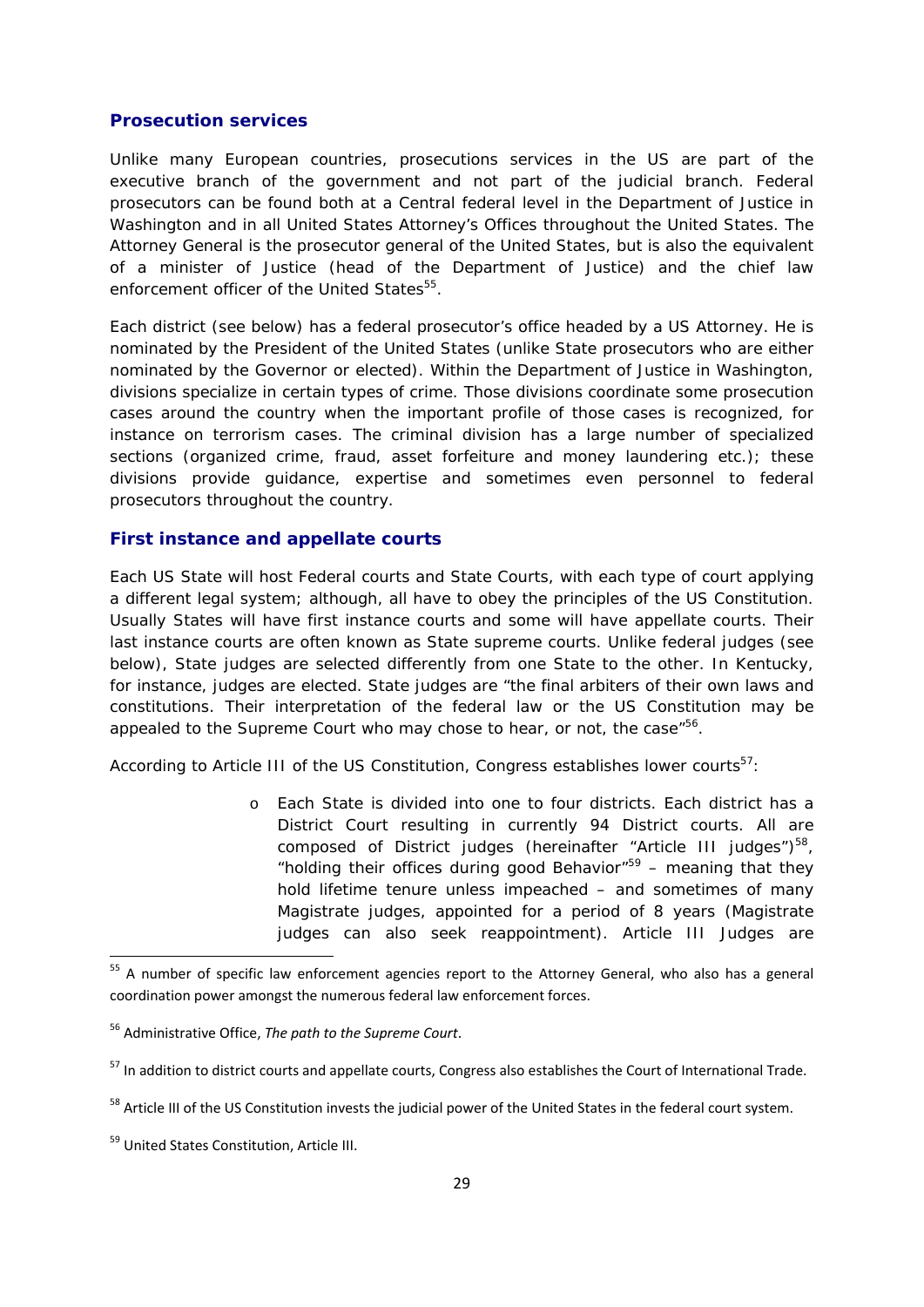## Prosecution services

Unlike many European countries, prosecutions services in the US are part of the executive branch of the government and not part of the judicial branch. Federal prosecutors can be found both at a Central federal level in the Department of Justice in Washington and in all United States Attorney's Offices throughout the United States. The Attorney General is the prosecutor general of the United States, but is also the equivalent of a minister of Justice (head of the Department of Justice) and the chief law enforcement officer of the United States[55].

Each district (see below) has a federal prosecutor's office headed by a US Attorney. He is nominated by the President of the United States (unlike State prosecutors who are either nominated by the Governor or elected). Within the Department of Justice in Washington, divisions specialize in certain types of crime. Those divisions coordinate some prosecution cases around the country when the important profile of those cases is recognized, for instance on terrorism cases. The criminal division has a large number of specialized sections (organized crime, fraud, asset forfeiture and money laundering etc.); these divisions provide guidance, expertise and sometimes even personnel to federal prosecutors throughout the country.

## First instance and appellate courts

Each US State will host Federal courts and State Courts, with each type of court applying a different legal system; although, all have to obey the principles of the US Constitution. Usually States will have first instance courts and some will have appellate courts. Their last instance courts are often known as State supreme courts. Unlike federal judges (see below), State judges are selected differently from one State to the other. In Kentucky, for instance, judges are elected. State judges are "the final arbiters of their own laws and constitutions. Their interpretation of the federal law or the US Constitution may be appealed to the Supreme Court who may chose to hear, or not, the case"[56].

According to Article III of the US Constitution, Congress establishes lower courts[57]:

- Each State is divided into one to four districts. Each district has a District Court resulting in currently 94 District courts. All are composed of District judges (hereinafter "Article III judges")[58], "holding their offices during good Behavior"[59] – meaning that they hold lifetime tenure unless impeached – and sometimes of many Magistrate judges, appointed for a period of 8 years (Magistrate judges can also seek reappointment). Article III Judges are

---

[55] A number of specific law enforcement agencies report to the Attorney General, who also has a general coordination power amongst the numerous federal law enforcement forces.

[56] Administrative Office, *The path to the Supreme Court*.

[57] In addition to district courts and appellate courts, Congress also establishes the Court of International Trade.

[58] Article III of the US Constitution invests the judicial power of the United States in the federal court system.

[59] United States Constitution, Article III.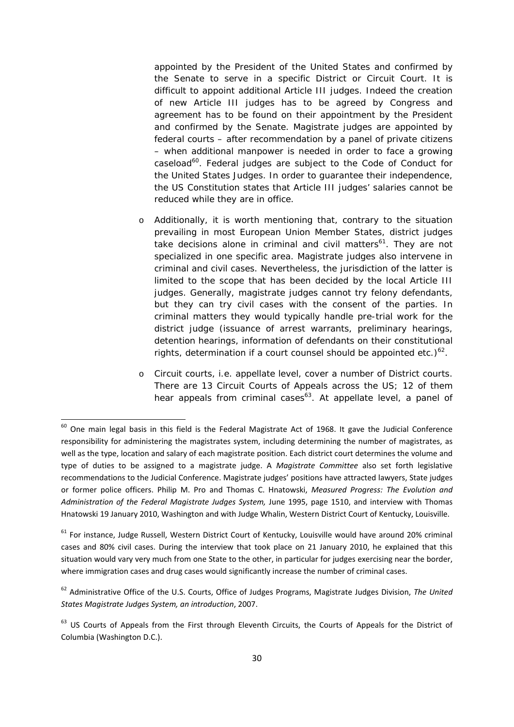appointed by the President of the United States and confirmed by the Senate to serve in a specific District or Circuit Court. It is difficult to appoint additional Article III judges. Indeed the creation of new Article III judges has to be agreed by Congress and agreement has to be found on their appointment by the President and confirmed by the Senate. Magistrate judges are appointed by federal courts – after recommendation by a panel of private citizens – when additional manpower is needed in order to face a growing caseload[60]. Federal judges are subject to the Code of Conduct for the United States Judges. In order to guarantee their independence, the US Constitution states that Article III judges' salaries cannot be reduced while they are in office.

- Additionally, it is worth mentioning that, contrary to the situation prevailing in most European Union Member States, district judges take decisions alone in criminal and civil matters[61]. They are not specialized in one specific area. Magistrate judges also intervene in criminal and civil cases. Nevertheless, the jurisdiction of the latter is limited to the scope that has been decided by the local Article III judges. Generally, magistrate judges cannot try felony defendants, but they can try civil cases with the consent of the parties. In criminal matters they would typically handle pre-trial work for the district judge (issuance of arrest warrants, preliminary hearings, detention hearings, information of defendants on their constitutional rights, determination if a court counsel should be appointed etc.)[62].

- Circuit courts, i.e. appellate level, cover a number of District courts. There are 13 Circuit Courts of Appeals across the US; 12 of them hear appeals from criminal cases[63]. At appellate level, a panel of

---

[60] One main legal basis in this field is the Federal Magistrate Act of 1968. It gave the Judicial Conference responsibility for administering the magistrates system, including determining the number of magistrates, as well as the type, location and salary of each magistrate position. Each district court determines the volume and type of duties to be assigned to a magistrate judge. A *Magistrate Committee* also set forth legislative recommendations to the Judicial Conference. Magistrate judges' positions have attracted lawyers, State judges or former police officers. Philip M. Pro and Thomas C. Hnatowski, *Measured Progress: The Evolution and Administration of the Federal Magistrate Judges System,* June 1995, page 1510, and interview with Thomas Hnatowski 19 January 2010, Washington and with Judge Whalin, Western District Court of Kentucky, Louisville.

[61] For instance, Judge Russell, Western District Court of Kentucky, Louisville would have around 20% criminal cases and 80% civil cases. During the interview that took place on 21 January 2010, he explained that this situation would vary very much from one State to the other, in particular for judges exercising near the border, where immigration cases and drug cases would significantly increase the number of criminal cases.

[62] Administrative Office of the U.S. Courts, Office of Judges Programs, Magistrate Judges Division, *The United States Magistrate Judges System, an introduction*, 2007.

[63] US Courts of Appeals from the First through Eleventh Circuits, the Courts of Appeals for the District of Columbia (Washington D.C.).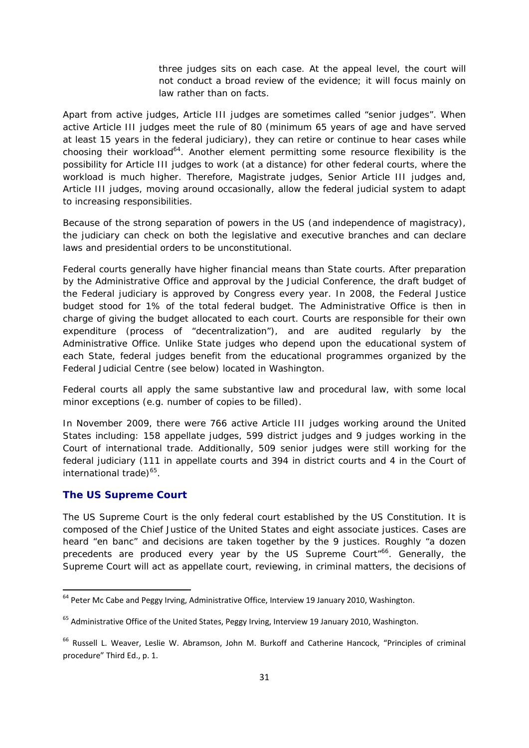three judges sits on each case. At the appeal level, the court will not conduct a broad review of the evidence; it will focus mainly on law rather than on facts.

Apart from active judges, Article III judges are sometimes called "senior judges". When active Article III judges meet the rule of 80 (minimum 65 years of age and have served at least 15 years in the federal judiciary), they can retire or continue to hear cases while choosing their workload[64]. Another element permitting some resource flexibility is the possibility for Article III judges to work (at a distance) for other federal courts, where the workload is much higher. Therefore, Magistrate judges, Senior Article III judges and, Article III judges, moving around occasionally, allow the federal judicial system to adapt to increasing responsibilities.

Because of the strong separation of powers in the US (and independence of magistracy), the judiciary can check on both the legislative and executive branches and can declare laws and presidential orders to be unconstitutional.

Federal courts generally have higher financial means than State courts. After preparation by the Administrative Office and approval by the Judicial Conference, the draft budget of the Federal judiciary is approved by Congress every year. In 2008, the Federal Justice budget stood for 1% of the total federal budget. The Administrative Office is then in charge of giving the budget allocated to each court. Courts are responsible for their own expenditure (process of "decentralization"), and are audited regularly by the Administrative Office. Unlike State judges who depend upon the educational system of each State, federal judges benefit from the educational programmes organized by the Federal Judicial Centre (see below) located in Washington.

Federal courts all apply the same substantive law and procedural law, with some local minor exceptions (e.g. number of copies to be filled).

In November 2009, there were 766 active Article III judges working around the United States including: 158 appellate judges, 599 district judges and 9 judges working in the Court of international trade. Additionally, 509 senior judges were still working for the federal judiciary (111 in appellate courts and 394 in district courts and 4 in the Court of international trade)[65].

### The US Supreme Court

The US Supreme Court is the only federal court established by the US Constitution. It is composed of the Chief Justice of the United States and eight associate justices. Cases are heard "en banc" and decisions are taken together by the 9 justices. Roughly "a dozen precedents are produced every year by the US Supreme Court"[66]. Generally, the Supreme Court will act as appellate court, reviewing, in criminal matters, the decisions of

---

[64] Peter Mc Cabe and Peggy Irving, Administrative Office, Interview 19 January 2010, Washington.

[65] Administrative Office of the United States, Peggy Irving, Interview 19 January 2010, Washington.

[66] Russell L. Weaver, Leslie W. Abramson, John M. Burkoff and Catherine Hancock, "Principles of criminal procedure" Third Ed., p. 1.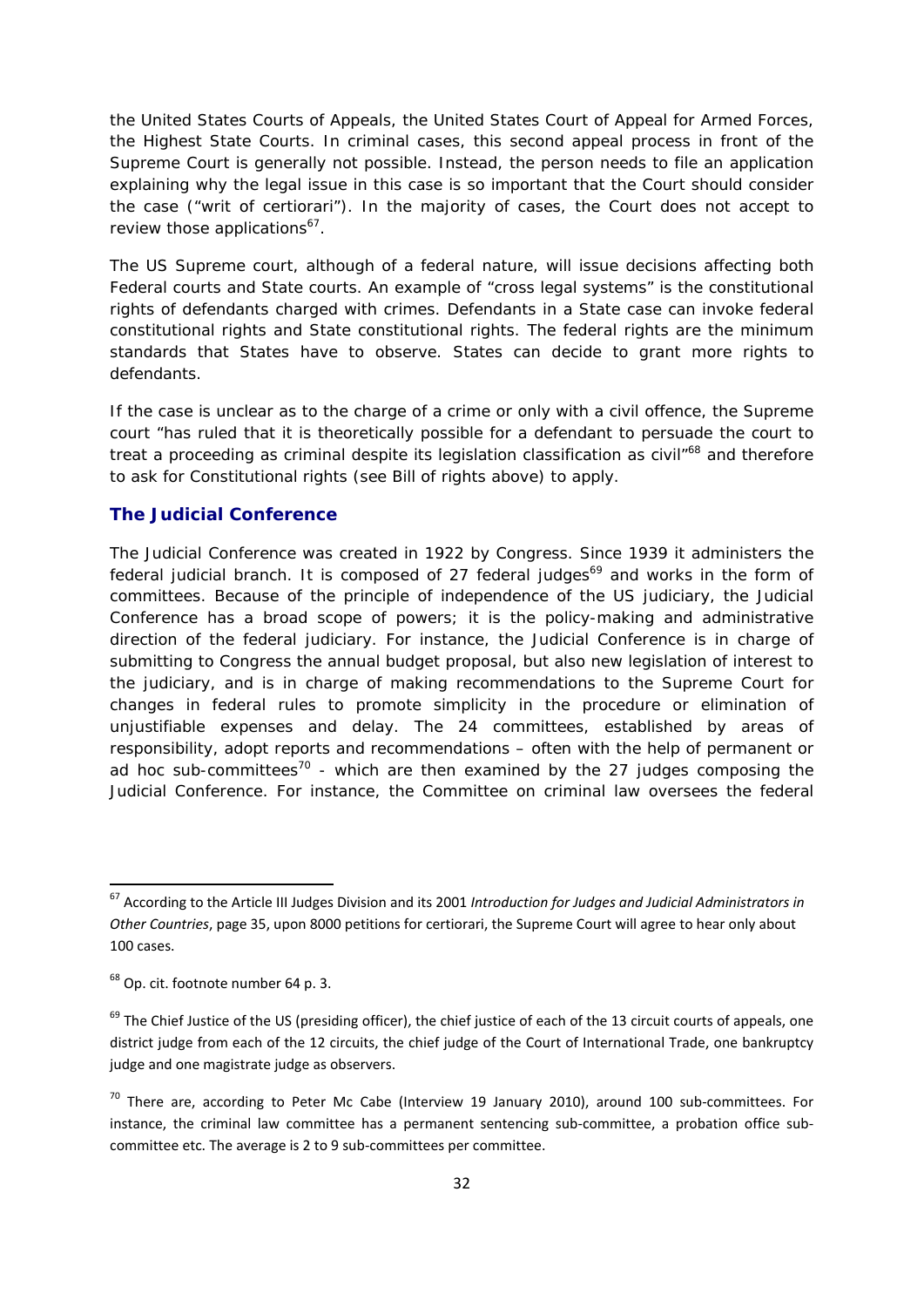the United States Courts of Appeals, the United States Court of Appeal for Armed Forces, the Highest State Courts. In criminal cases, this second appeal process in front of the Supreme Court is generally not possible. Instead, the person needs to file an application explaining why the legal issue in this case is so important that the Court should consider the case ("writ of certiorari"). In the majority of cases, the Court does not accept to review those applications[67].

The US Supreme court, although of a federal nature, will issue decisions affecting both Federal courts and State courts. An example of "cross legal systems" is the constitutional rights of defendants charged with crimes. Defendants in a State case can invoke federal constitutional rights and State constitutional rights. The federal rights are the minimum standards that States have to observe. States can decide to grant more rights to defendants.

If the case is unclear as to the charge of a crime or only with a civil offence, the Supreme court "has ruled that it is theoretically possible for a defendant to persuade the court to treat a proceeding as criminal despite its legislation classification as civil"[68] and therefore to ask for Constitutional rights (see Bill of rights above) to apply.

## The Judicial Conference

The Judicial Conference was created in 1922 by Congress. Since 1939 it administers the federal judicial branch. It is composed of 27 federal judges[69] and works in the form of committees. Because of the principle of independence of the US judiciary, the Judicial Conference has a broad scope of powers; it is the policy-making and administrative direction of the federal judiciary. For instance, the Judicial Conference is in charge of submitting to Congress the annual budget proposal, but also new legislation of interest to the judiciary, and is in charge of making recommendations to the Supreme Court for changes in federal rules to promote simplicity in the procedure or elimination of unjustifiable expenses and delay. The 24 committees, established by areas of responsibility, adopt reports and recommendations – often with the help of permanent or ad hoc sub-committees[70] - which are then examined by the 27 judges composing the Judicial Conference. For instance, the Committee on criminal law oversees the federal

---

[67] According to the Article III Judges Division and its 2001 *Introduction for Judges and Judicial Administrators in Other Countries*, page 35, upon 8000 petitions for certiorari, the Supreme Court will agree to hear only about 100 cases.

[68] Op. cit. footnote number 64 p. 3.

[69] The Chief Justice of the US (presiding officer), the chief justice of each of the 13 circuit courts of appeals, one district judge from each of the 12 circuits, the chief judge of the Court of International Trade, one bankruptcy judge and one magistrate judge as observers.

[70] There are, according to Peter Mc Cabe (Interview 19 January 2010), around 100 sub-committees. For instance, the criminal law committee has a permanent sentencing sub-committee, a probation office sub-committee etc. The average is 2 to 9 sub-committees per committee.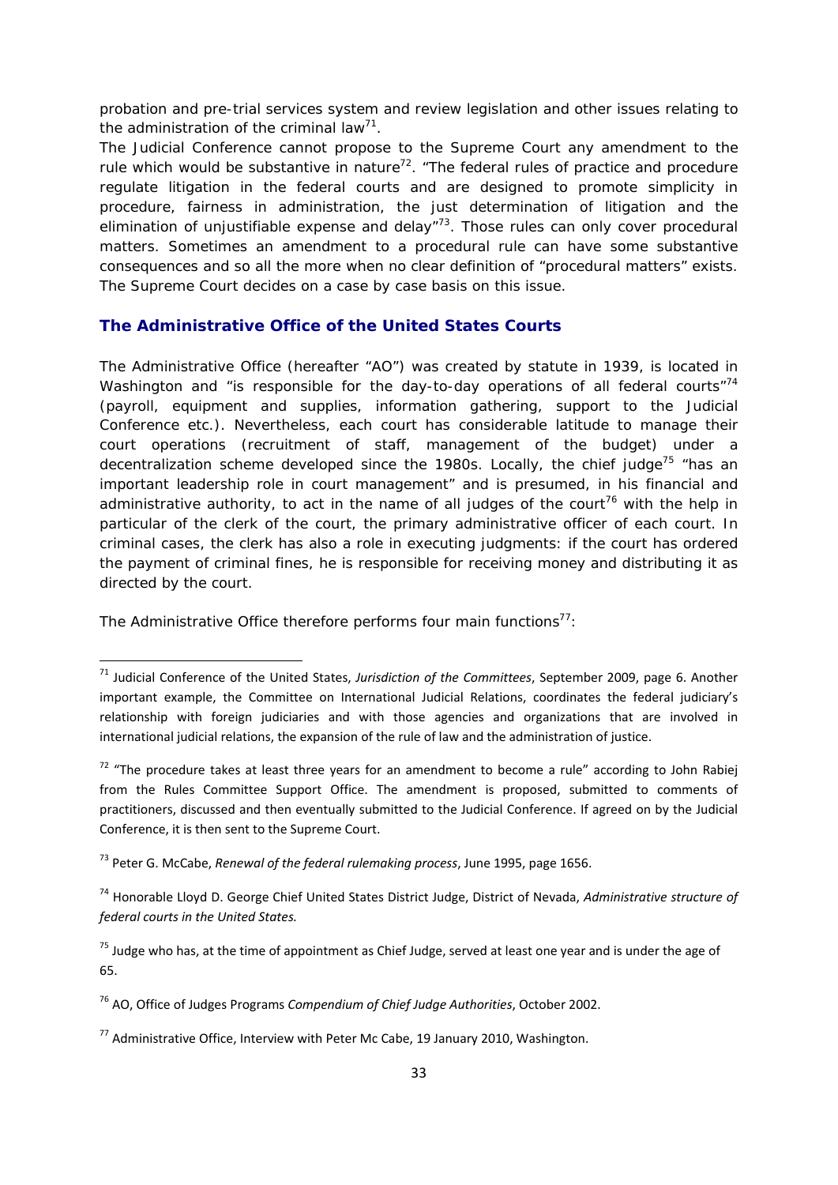probation and pre-trial services system and review legislation and other issues relating to the administration of the criminal law[71].

The Judicial Conference cannot propose to the Supreme Court any amendment to the rule which would be substantive in nature[72]. "The federal rules of practice and procedure regulate litigation in the federal courts and are designed to promote simplicity in procedure, fairness in administration, the just determination of litigation and the elimination of unjustifiable expense and delay"[73]. Those rules can only cover procedural matters. Sometimes an amendment to a procedural rule can have some substantive consequences and so all the more when no clear definition of "procedural matters" exists. The Supreme Court decides on a case by case basis on this issue.

### The Administrative Office of the United States Courts

The Administrative Office (hereafter "AO") was created by statute in 1939, is located in Washington and "is responsible for the day-to-day operations of all federal courts"[74] (payroll, equipment and supplies, information gathering, support to the Judicial Conference etc.). Nevertheless, each court has considerable latitude to manage their court operations (recruitment of staff, management of the budget) under a decentralization scheme developed since the 1980s. Locally, the chief judge[75] "has an important leadership role in court management" and is presumed, in his financial and administrative authority, to act in the name of all judges of the court[76] with the help in particular of the clerk of the court, the primary administrative officer of each court. In criminal cases, the clerk has also a role in executing judgments: if the court has ordered the payment of criminal fines, he is responsible for receiving money and distributing it as directed by the court.

The Administrative Office therefore performs four main functions[77]:

---

[71] Judicial Conference of the United States, *Jurisdiction of the Committees*, September 2009, page 6. Another important example, the Committee on International Judicial Relations, coordinates the federal judiciary's relationship with foreign judiciaries and with those agencies and organizations that are involved in international judicial relations, the expansion of the rule of law and the administration of justice.

[72] "The procedure takes at least three years for an amendment to become a rule" according to John Rabiej from the Rules Committee Support Office. The amendment is proposed, submitted to comments of practitioners, discussed and then eventually submitted to the Judicial Conference. If agreed on by the Judicial Conference, it is then sent to the Supreme Court.

[73] Peter G. McCabe, *Renewal of the federal rulemaking process*, June 1995, page 1656.

[74] Honorable Lloyd D. George Chief United States District Judge, District of Nevada, *Administrative structure of federal courts in the United States.*

[75] Judge who has, at the time of appointment as Chief Judge, served at least one year and is under the age of 65.

[76] AO, Office of Judges Programs *Compendium of Chief Judge Authorities*, October 2002.

[77] Administrative Office, Interview with Peter Mc Cabe, 19 January 2010, Washington.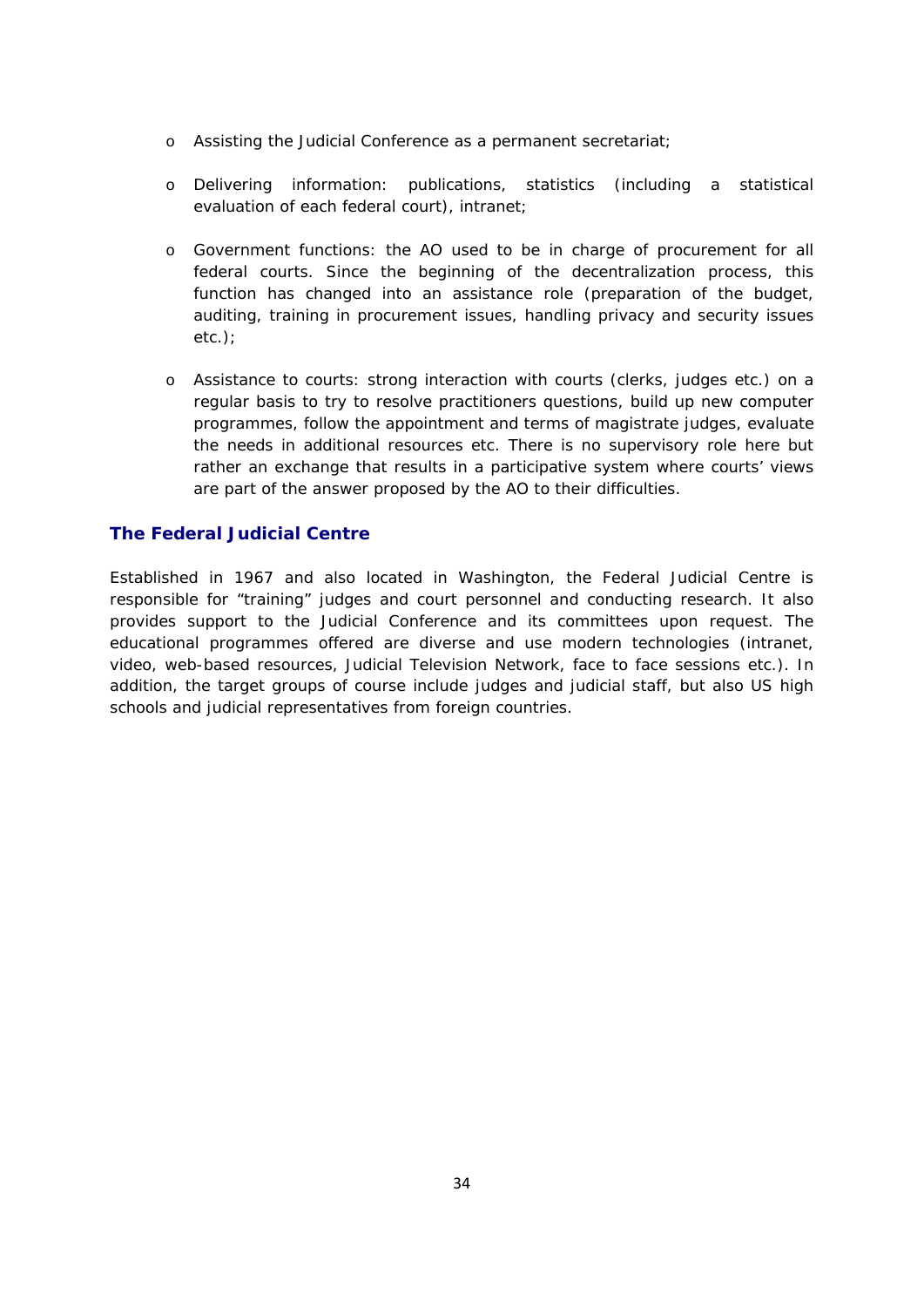- Assisting the Judicial Conference as a permanent secretariat;

- Delivering information: publications, statistics (including a statistical evaluation of each federal court), intranet;

- Government functions: the AO used to be in charge of procurement for all federal courts. Since the beginning of the decentralization process, this function has changed into an assistance role (preparation of the budget, auditing, training in procurement issues, handling privacy and security issues etc.);

- Assistance to courts: strong interaction with courts (clerks, judges etc.) on a regular basis to try to resolve practitioners questions, build up new computer programmes, follow the appointment and terms of magistrate judges, evaluate the needs in additional resources etc. There is no supervisory role here but rather an exchange that results in a participative system where courts' views are part of the answer proposed by the AO to their difficulties.

### The Federal Judicial Centre

Established in 1967 and also located in Washington, the Federal Judicial Centre is responsible for "training" judges and court personnel and conducting research. It also provides support to the Judicial Conference and its committees upon request. The educational programmes offered are diverse and use modern technologies (intranet, video, web-based resources, Judicial Television Network, face to face sessions etc.). In addition, the target groups of course include judges and judicial staff, but also US high schools and judicial representatives from foreign countries.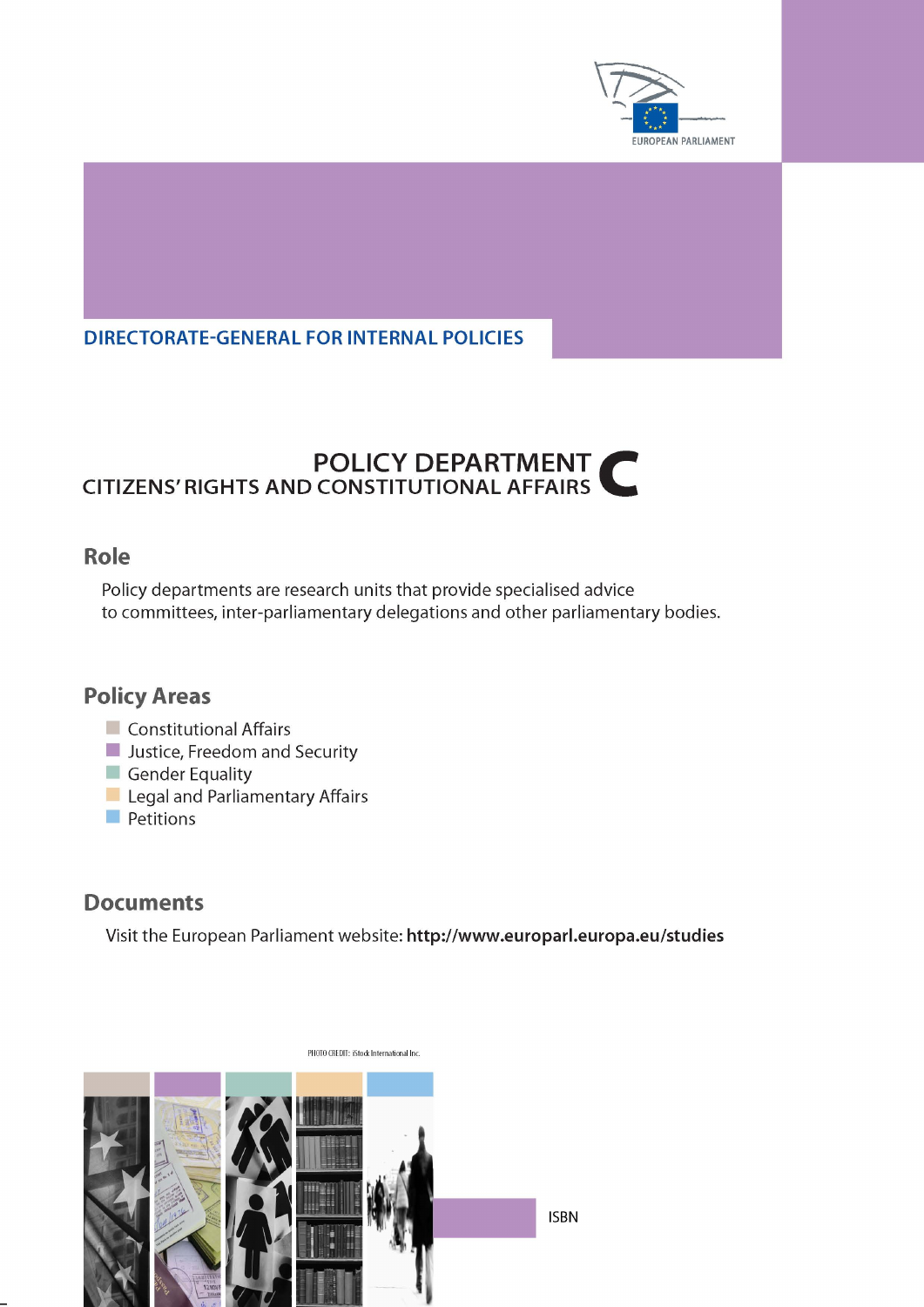EUROPEAN PARLIAMENT

DIRECTORATE-GENERAL FOR INTERNAL POLICIES

# POLICY DEPARTMENT C
## CITIZENS' RIGHTS AND CONSTITUTIONAL AFFAIRS

## Role

Policy departments are research units that provide specialised advice to committees, inter-parliamentary delegations and other parliamentary bodies.

## Policy Areas

- Constitutional Affairs
- Justice, Freedom and Security
- Gender Equality
- Legal and Parliamentary Affairs
- Petitions

## Documents

Visit the European Parliament website: **http://www.europarl.europa.eu/studies**

PHOTO CREDIT: iStock International Inc.

ISBN